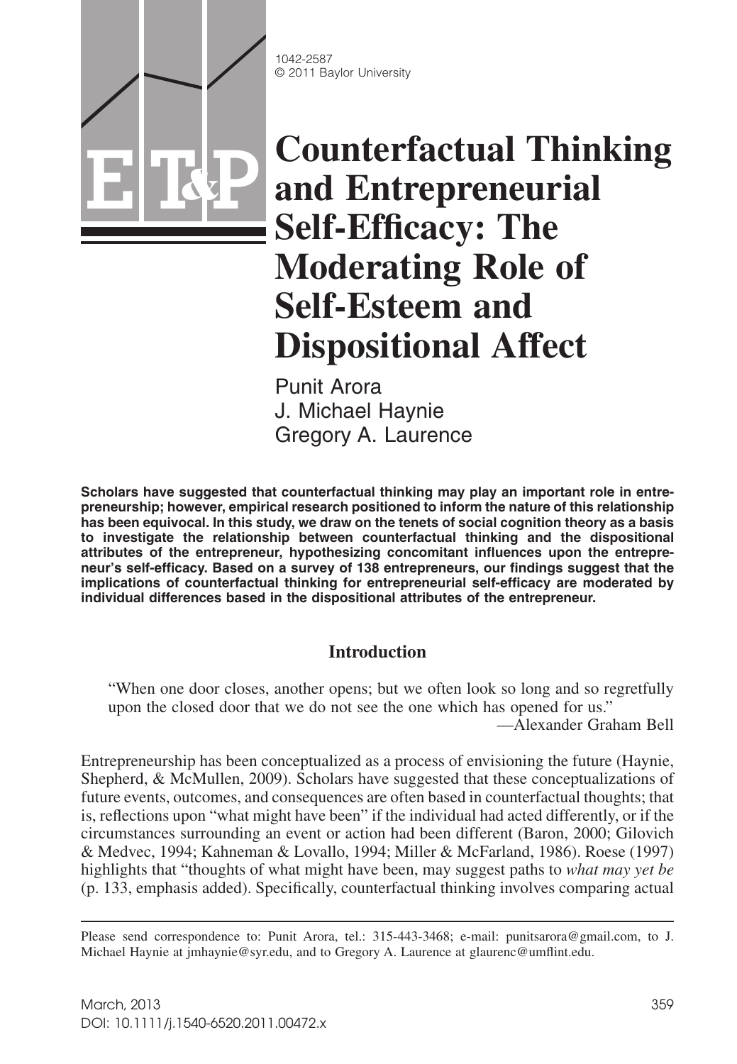1042-2587
© 2011 Baylor University

# Counterfactual Thinking and Entrepreneurial Self-Efficacy: The Moderating Role of Self-Esteem and Dispositional Affect

Punit Arora
J. Michael Haynie
Gregory A. Laurence

**Scholars have suggested that counterfactual thinking may play an important role in entrepreneurship; however, empirical research positioned to inform the nature of this relationship has been equivocal. In this study, we draw on the tenets of social cognition theory as a basis to investigate the relationship between counterfactual thinking and the dispositional attributes of the entrepreneur, hypothesizing concomitant influences upon the entrepreneur's self-efficacy. Based on a survey of 138 entrepreneurs, our findings suggest that the implications of counterfactual thinking for entrepreneurial self-efficacy are moderated by individual differences based in the dispositional attributes of the entrepreneur.**

## Introduction

> "When one door closes, another opens; but we often look so long and so regretfully upon the closed door that we do not see the one which has opened for us."
> —Alexander Graham Bell

Entrepreneurship has been conceptualized as a process of envisioning the future (Haynie, Shepherd, & McMullen, 2009). Scholars have suggested that these conceptualizations of future events, outcomes, and consequences are often based in counterfactual thoughts; that is, reflections upon "what might have been" if the individual had acted differently, or if the circumstances surrounding an event or action had been different (Baron, 2000; Gilovich & Medvec, 1994; Kahneman & Lovallo, 1994; Miller & McFarland, 1986). Roese (1997) highlights that "thoughts of what might have been, may suggest paths to *what may yet be* (p. 133, emphasis added). Specifically, counterfactual thinking involves comparing actual

Please send correspondence to: Punit Arora, tel.: 315-443-3468; e-mail: punitsarora@gmail.com, to J. Michael Haynie at jmhaynie@syr.edu, and to Gregory A. Laurence at glaurenc@umflint.edu.

March, 2013
DOI: 10.1111/j.1540-6520.2011.00472.x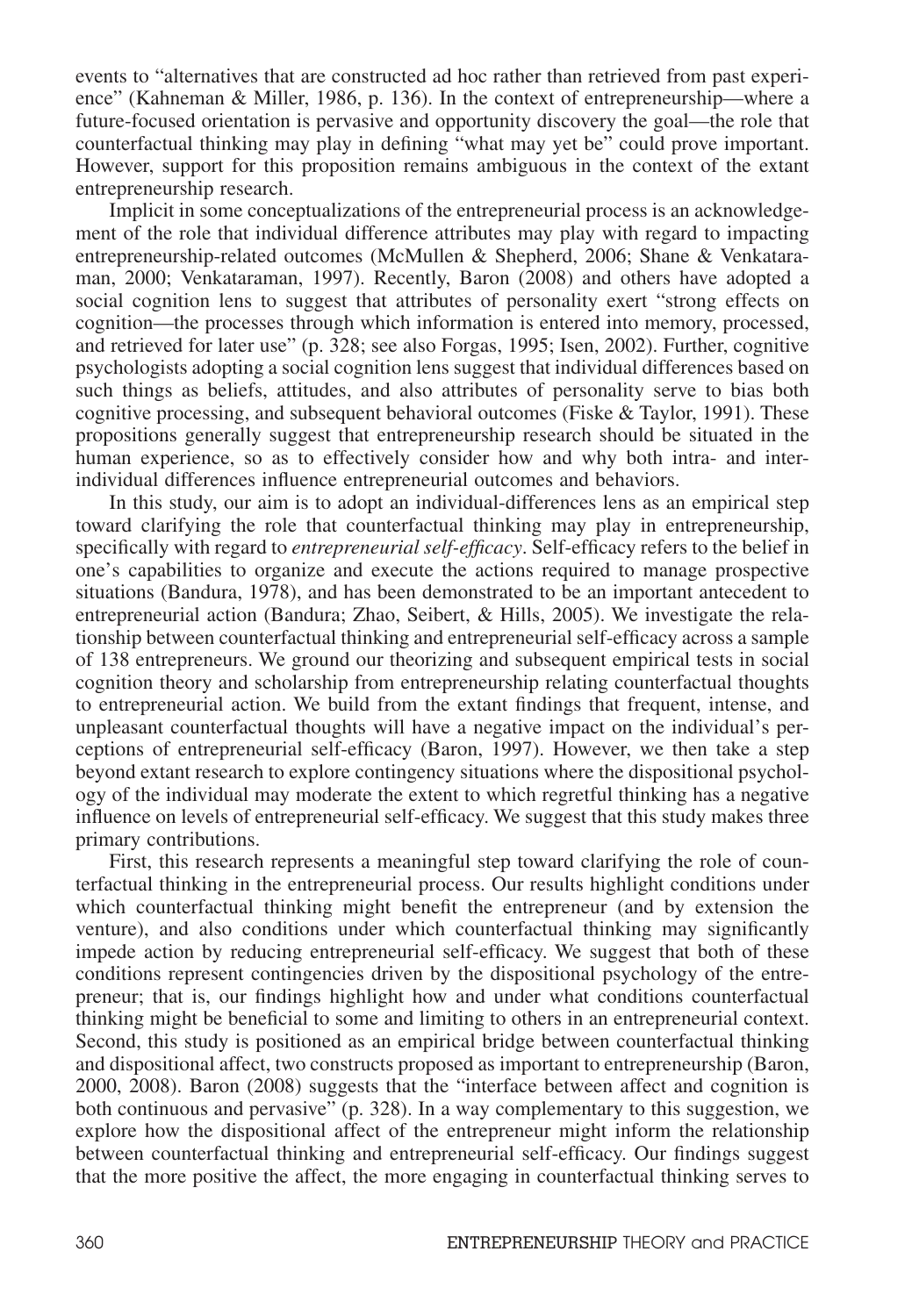events to "alternatives that are constructed ad hoc rather than retrieved from past experience" (Kahneman & Miller, 1986, p. 136). In the context of entrepreneurship—where a future-focused orientation is pervasive and opportunity discovery the goal—the role that counterfactual thinking may play in defining "what may yet be" could prove important. However, support for this proposition remains ambiguous in the context of the extant entrepreneurship research.

Implicit in some conceptualizations of the entrepreneurial process is an acknowledgement of the role that individual difference attributes may play with regard to impacting entrepreneurship-related outcomes (McMullen & Shepherd, 2006; Shane & Venkataraman, 2000; Venkataraman, 1997). Recently, Baron (2008) and others have adopted a social cognition lens to suggest that attributes of personality exert "strong effects on cognition—the processes through which information is entered into memory, processed, and retrieved for later use" (p. 328; see also Forgas, 1995; Isen, 2002). Further, cognitive psychologists adopting a social cognition lens suggest that individual differences based on such things as beliefs, attitudes, and also attributes of personality serve to bias both cognitive processing, and subsequent behavioral outcomes (Fiske & Taylor, 1991). These propositions generally suggest that entrepreneurship research should be situated in the human experience, so as to effectively consider how and why both intra- and inter-individual differences influence entrepreneurial outcomes and behaviors.

In this study, our aim is to adopt an individual-differences lens as an empirical step toward clarifying the role that counterfactual thinking may play in entrepreneurship, specifically with regard to *entrepreneurial self-efficacy*. Self-efficacy refers to the belief in one's capabilities to organize and execute the actions required to manage prospective situations (Bandura, 1978), and has been demonstrated to be an important antecedent to entrepreneurial action (Bandura; Zhao, Seibert, & Hills, 2005). We investigate the relationship between counterfactual thinking and entrepreneurial self-efficacy across a sample of 138 entrepreneurs. We ground our theorizing and subsequent empirical tests in social cognition theory and scholarship from entrepreneurship relating counterfactual thoughts to entrepreneurial action. We build from the extant findings that frequent, intense, and unpleasant counterfactual thoughts will have a negative impact on the individual's perceptions of entrepreneurial self-efficacy (Baron, 1997). However, we then take a step beyond extant research to explore contingency situations where the dispositional psychology of the individual may moderate the extent to which regretful thinking has a negative influence on levels of entrepreneurial self-efficacy. We suggest that this study makes three primary contributions.

First, this research represents a meaningful step toward clarifying the role of counterfactual thinking in the entrepreneurial process. Our results highlight conditions under which counterfactual thinking might benefit the entrepreneur (and by extension the venture), and also conditions under which counterfactual thinking may significantly impede action by reducing entrepreneurial self-efficacy. We suggest that both of these conditions represent contingencies driven by the dispositional psychology of the entrepreneur; that is, our findings highlight how and under what conditions counterfactual thinking might be beneficial to some and limiting to others in an entrepreneurial context. Second, this study is positioned as an empirical bridge between counterfactual thinking and dispositional affect, two constructs proposed as important to entrepreneurship (Baron, 2000, 2008). Baron (2008) suggests that the "interface between affect and cognition is both continuous and pervasive" (p. 328). In a way complementary to this suggestion, we explore how the dispositional affect of the entrepreneur might inform the relationship between counterfactual thinking and entrepreneurial self-efficacy. Our findings suggest that the more positive the affect, the more engaging in counterfactual thinking serves to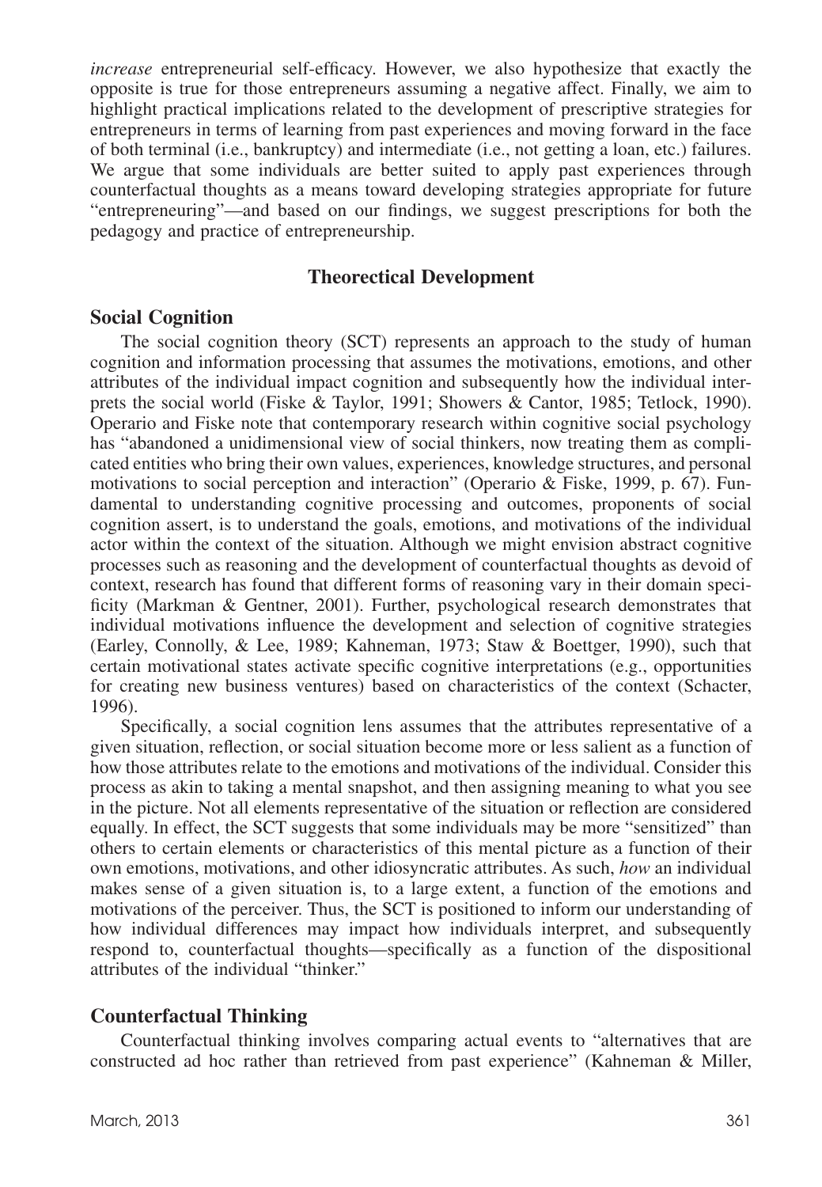*increase* entrepreneurial self-efficacy. However, we also hypothesize that exactly the opposite is true for those entrepreneurs assuming a negative affect. Finally, we aim to highlight practical implications related to the development of prescriptive strategies for entrepreneurs in terms of learning from past experiences and moving forward in the face of both terminal (i.e., bankruptcy) and intermediate (i.e., not getting a loan, etc.) failures. We argue that some individuals are better suited to apply past experiences through counterfactual thoughts as a means toward developing strategies appropriate for future "entrepreneuring"—and based on our findings, we suggest prescriptions for both the pedagogy and practice of entrepreneurship.

## Theorectical Development

### Social Cognition

The social cognition theory (SCT) represents an approach to the study of human cognition and information processing that assumes the motivations, emotions, and other attributes of the individual impact cognition and subsequently how the individual interprets the social world (Fiske & Taylor, 1991; Showers & Cantor, 1985; Tetlock, 1990). Operario and Fiske note that contemporary research within cognitive social psychology has "abandoned a unidimensional view of social thinkers, now treating them as complicated entities who bring their own values, experiences, knowledge structures, and personal motivations to social perception and interaction" (Operario & Fiske, 1999, p. 67). Fundamental to understanding cognitive processing and outcomes, proponents of social cognition assert, is to understand the goals, emotions, and motivations of the individual actor within the context of the situation. Although we might envision abstract cognitive processes such as reasoning and the development of counterfactual thoughts as devoid of context, research has found that different forms of reasoning vary in their domain specificity (Markman & Gentner, 2001). Further, psychological research demonstrates that individual motivations influence the development and selection of cognitive strategies (Earley, Connolly, & Lee, 1989; Kahneman, 1973; Staw & Boettger, 1990), such that certain motivational states activate specific cognitive interpretations (e.g., opportunities for creating new business ventures) based on characteristics of the context (Schacter, 1996).

Specifically, a social cognition lens assumes that the attributes representative of a given situation, reflection, or social situation become more or less salient as a function of how those attributes relate to the emotions and motivations of the individual. Consider this process as akin to taking a mental snapshot, and then assigning meaning to what you see in the picture. Not all elements representative of the situation or reflection are considered equally. In effect, the SCT suggests that some individuals may be more "sensitized" than others to certain elements or characteristics of this mental picture as a function of their own emotions, motivations, and other idiosyncratic attributes. As such, *how* an individual makes sense of a given situation is, to a large extent, a function of the emotions and motivations of the perceiver. Thus, the SCT is positioned to inform our understanding of how individual differences may impact how individuals interpret, and subsequently respond to, counterfactual thoughts—specifically as a function of the dispositional attributes of the individual "thinker."

### Counterfactual Thinking

Counterfactual thinking involves comparing actual events to "alternatives that are constructed ad hoc rather than retrieved from past experience" (Kahneman & Miller,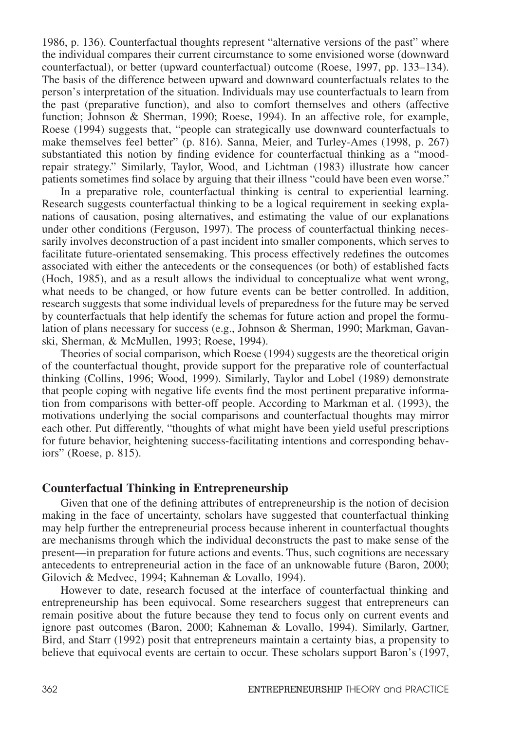1986, p. 136). Counterfactual thoughts represent "alternative versions of the past" where the individual compares their current circumstance to some envisioned worse (downward counterfactual), or better (upward counterfactual) outcome (Roese, 1997, pp. 133–134). The basis of the difference between upward and downward counterfactuals relates to the person's interpretation of the situation. Individuals may use counterfactuals to learn from the past (preparative function), and also to comfort themselves and others (affective function; Johnson & Sherman, 1990; Roese, 1994). In an affective role, for example, Roese (1994) suggests that, "people can strategically use downward counterfactuals to make themselves feel better" (p. 816). Sanna, Meier, and Turley-Ames (1998, p. 267) substantiated this notion by finding evidence for counterfactual thinking as a "mood-repair strategy." Similarly, Taylor, Wood, and Lichtman (1983) illustrate how cancer patients sometimes find solace by arguing that their illness "could have been even worse."

In a preparative role, counterfactual thinking is central to experiential learning. Research suggests counterfactual thinking to be a logical requirement in seeking explanations of causation, posing alternatives, and estimating the value of our explanations under other conditions (Ferguson, 1997). The process of counterfactual thinking necessarily involves deconstruction of a past incident into smaller components, which serves to facilitate future-orientated sensemaking. This process effectively redefines the outcomes associated with either the antecedents or the consequences (or both) of established facts (Hoch, 1985), and as a result allows the individual to conceptualize what went wrong, what needs to be changed, or how future events can be better controlled. In addition, research suggests that some individual levels of preparedness for the future may be served by counterfactuals that help identify the schemas for future action and propel the formulation of plans necessary for success (e.g., Johnson & Sherman, 1990; Markman, Gavanski, Sherman, & McMullen, 1993; Roese, 1994).

Theories of social comparison, which Roese (1994) suggests are the theoretical origin of the counterfactual thought, provide support for the preparative role of counterfactual thinking (Collins, 1996; Wood, 1999). Similarly, Taylor and Lobel (1989) demonstrate that people coping with negative life events find the most pertinent preparative information from comparisons with better-off people. According to Markman et al. (1993), the motivations underlying the social comparisons and counterfactual thoughts may mirror each other. Put differently, "thoughts of what might have been yield useful prescriptions for future behavior, heightening success-facilitating intentions and corresponding behaviors" (Roese, p. 815).

## Counterfactual Thinking in Entrepreneurship

Given that one of the defining attributes of entrepreneurship is the notion of decision making in the face of uncertainty, scholars have suggested that counterfactual thinking may help further the entrepreneurial process because inherent in counterfactual thoughts are mechanisms through which the individual deconstructs the past to make sense of the present—in preparation for future actions and events. Thus, such cognitions are necessary antecedents to entrepreneurial action in the face of an unknowable future (Baron, 2000; Gilovich & Medvec, 1994; Kahneman & Lovallo, 1994).

However to date, research focused at the interface of counterfactual thinking and entrepreneurship has been equivocal. Some researchers suggest that entrepreneurs can remain positive about the future because they tend to focus only on current events and ignore past outcomes (Baron, 2000; Kahneman & Lovallo, 1994). Similarly, Gartner, Bird, and Starr (1992) posit that entrepreneurs maintain a certainty bias, a propensity to believe that equivocal events are certain to occur. These scholars support Baron's (1997,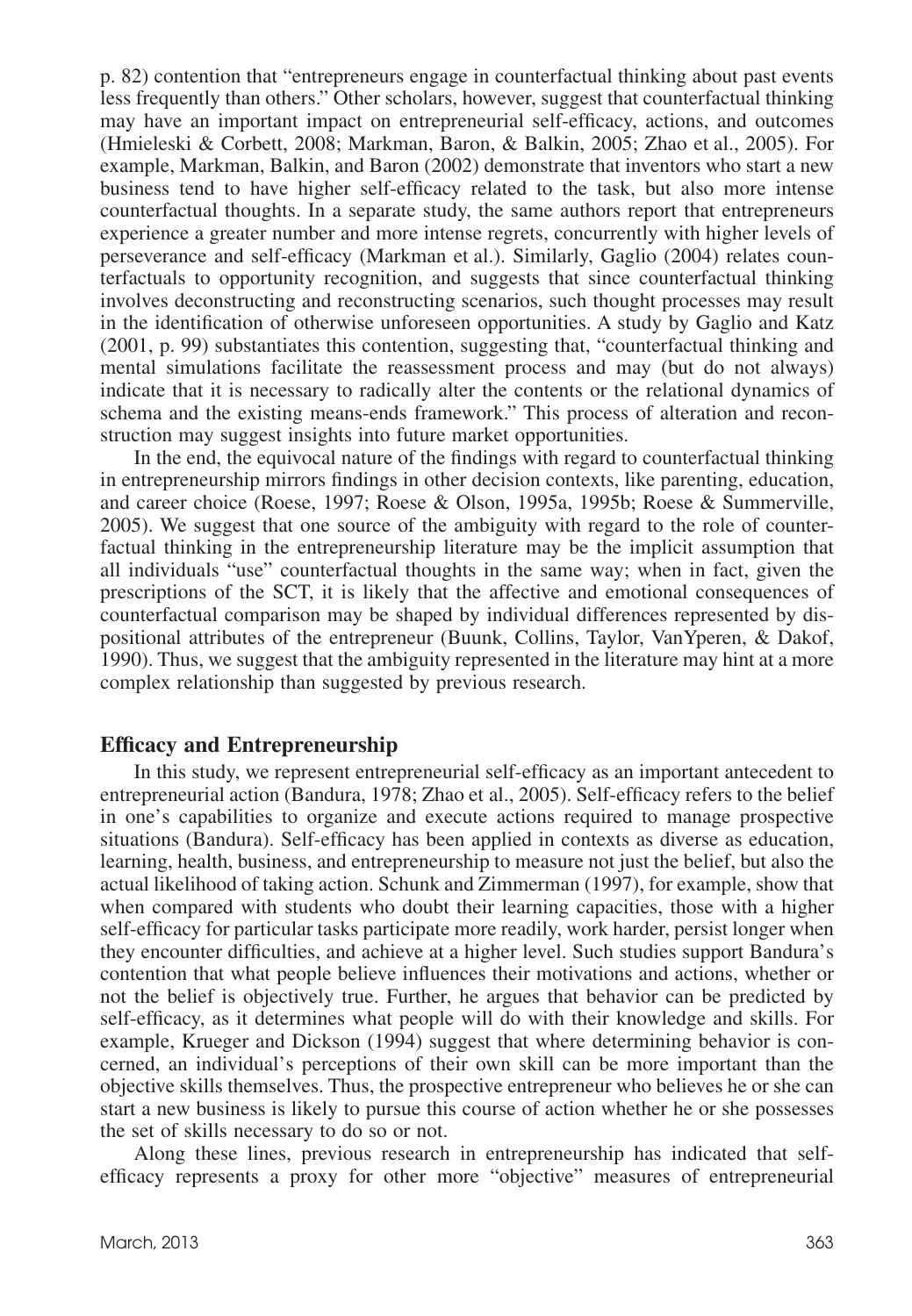p. 82) contention that "entrepreneurs engage in counterfactual thinking about past events less frequently than others." Other scholars, however, suggest that counterfactual thinking may have an important impact on entrepreneurial self-efficacy, actions, and outcomes (Hmieleski & Corbett, 2008; Markman, Baron, & Balkin, 2005; Zhao et al., 2005). For example, Markman, Balkin, and Baron (2002) demonstrate that inventors who start a new business tend to have higher self-efficacy related to the task, but also more intense counterfactual thoughts. In a separate study, the same authors report that entrepreneurs experience a greater number and more intense regrets, concurrently with higher levels of perseverance and self-efficacy (Markman et al.). Similarly, Gaglio (2004) relates counterfactuals to opportunity recognition, and suggests that since counterfactual thinking involves deconstructing and reconstructing scenarios, such thought processes may result in the identification of otherwise unforeseen opportunities. A study by Gaglio and Katz (2001, p. 99) substantiates this contention, suggesting that, "counterfactual thinking and mental simulations facilitate the reassessment process and may (but do not always) indicate that it is necessary to radically alter the contents or the relational dynamics of schema and the existing means-ends framework." This process of alteration and reconstruction may suggest insights into future market opportunities.

In the end, the equivocal nature of the findings with regard to counterfactual thinking in entrepreneurship mirrors findings in other decision contexts, like parenting, education, and career choice (Roese, 1997; Roese & Olson, 1995a, 1995b; Roese & Summerville, 2005). We suggest that one source of the ambiguity with regard to the role of counterfactual thinking in the entrepreneurship literature may be the implicit assumption that all individuals "use" counterfactual thoughts in the same way; when in fact, given the prescriptions of the SCT, it is likely that the affective and emotional consequences of counterfactual comparison may be shaped by individual differences represented by dispositional attributes of the entrepreneur (Buunk, Collins, Taylor, VanYperen, & Dakof, 1990). Thus, we suggest that the ambiguity represented in the literature may hint at a more complex relationship than suggested by previous research.

## Efficacy and Entrepreneurship

In this study, we represent entrepreneurial self-efficacy as an important antecedent to entrepreneurial action (Bandura, 1978; Zhao et al., 2005). Self-efficacy refers to the belief in one's capabilities to organize and execute actions required to manage prospective situations (Bandura). Self-efficacy has been applied in contexts as diverse as education, learning, health, business, and entrepreneurship to measure not just the belief, but also the actual likelihood of taking action. Schunk and Zimmerman (1997), for example, show that when compared with students who doubt their learning capacities, those with a higher self-efficacy for particular tasks participate more readily, work harder, persist longer when they encounter difficulties, and achieve at a higher level. Such studies support Bandura's contention that what people believe influences their motivations and actions, whether or not the belief is objectively true. Further, he argues that behavior can be predicted by self-efficacy, as it determines what people will do with their knowledge and skills. For example, Krueger and Dickson (1994) suggest that where determining behavior is concerned, an individual's perceptions of their own skill can be more important than the objective skills themselves. Thus, the prospective entrepreneur who believes he or she can start a new business is likely to pursue this course of action whether he or she possesses the set of skills necessary to do so or not.

Along these lines, previous research in entrepreneurship has indicated that self-efficacy represents a proxy for other more "objective" measures of entrepreneurial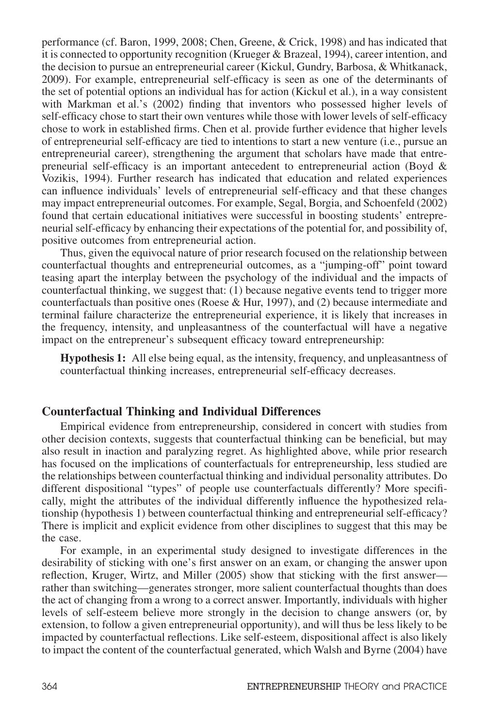performance (cf. Baron, 1999, 2008; Chen, Greene, & Crick, 1998) and has indicated that it is connected to opportunity recognition (Krueger & Brazeal, 1994), career intention, and the decision to pursue an entrepreneurial career (Kickul, Gundry, Barbosa, & Whitkanack, 2009). For example, entrepreneurial self-efficacy is seen as one of the determinants of the set of potential options an individual has for action (Kickul et al.), in a way consistent with Markman et al.'s (2002) finding that inventors who possessed higher levels of self-efficacy chose to start their own ventures while those with lower levels of self-efficacy chose to work in established firms. Chen et al. provide further evidence that higher levels of entrepreneurial self-efficacy are tied to intentions to start a new venture (i.e., pursue an entrepreneurial career), strengthening the argument that scholars have made that entrepreneurial self-efficacy is an important antecedent to entrepreneurial action (Boyd & Vozikis, 1994). Further research has indicated that education and related experiences can influence individuals' levels of entrepreneurial self-efficacy and that these changes may impact entrepreneurial outcomes. For example, Segal, Borgia, and Schoenfeld (2002) found that certain educational initiatives were successful in boosting students' entrepreneurial self-efficacy by enhancing their expectations of the potential for, and possibility of, positive outcomes from entrepreneurial action.

Thus, given the equivocal nature of prior research focused on the relationship between counterfactual thoughts and entrepreneurial outcomes, as a "jumping-off" point toward teasing apart the interplay between the psychology of the individual and the impacts of counterfactual thinking, we suggest that: (1) because negative events tend to trigger more counterfactuals than positive ones (Roese & Hur, 1997), and (2) because intermediate and terminal failure characterize the entrepreneurial experience, it is likely that increases in the frequency, intensity, and unpleasantness of the counterfactual will have a negative impact on the entrepreneur's subsequent efficacy toward entrepreneurship:

**Hypothesis 1:** All else being equal, as the intensity, frequency, and unpleasantness of counterfactual thinking increases, entrepreneurial self-efficacy decreases.

## Counterfactual Thinking and Individual Differences

Empirical evidence from entrepreneurship, considered in concert with studies from other decision contexts, suggests that counterfactual thinking can be beneficial, but may also result in inaction and paralyzing regret. As highlighted above, while prior research has focused on the implications of counterfactuals for entrepreneurship, less studied are the relationships between counterfactual thinking and individual personality attributes. Do different dispositional "types" of people use counterfactuals differently? More specifically, might the attributes of the individual differently influence the hypothesized relationship (hypothesis 1) between counterfactual thinking and entrepreneurial self-efficacy? There is implicit and explicit evidence from other disciplines to suggest that this may be the case.

For example, in an experimental study designed to investigate differences in the desirability of sticking with one's first answer on an exam, or changing the answer upon reflection, Kruger, Wirtz, and Miller (2005) show that sticking with the first answer—rather than switching—generates stronger, more salient counterfactual thoughts than does the act of changing from a wrong to a correct answer. Importantly, individuals with higher levels of self-esteem believe more strongly in the decision to change answers (or, by extension, to follow a given entrepreneurial opportunity), and will thus be less likely to be impacted by counterfactual reflections. Like self-esteem, dispositional affect is also likely to impact the content of the counterfactual generated, which Walsh and Byrne (2004) have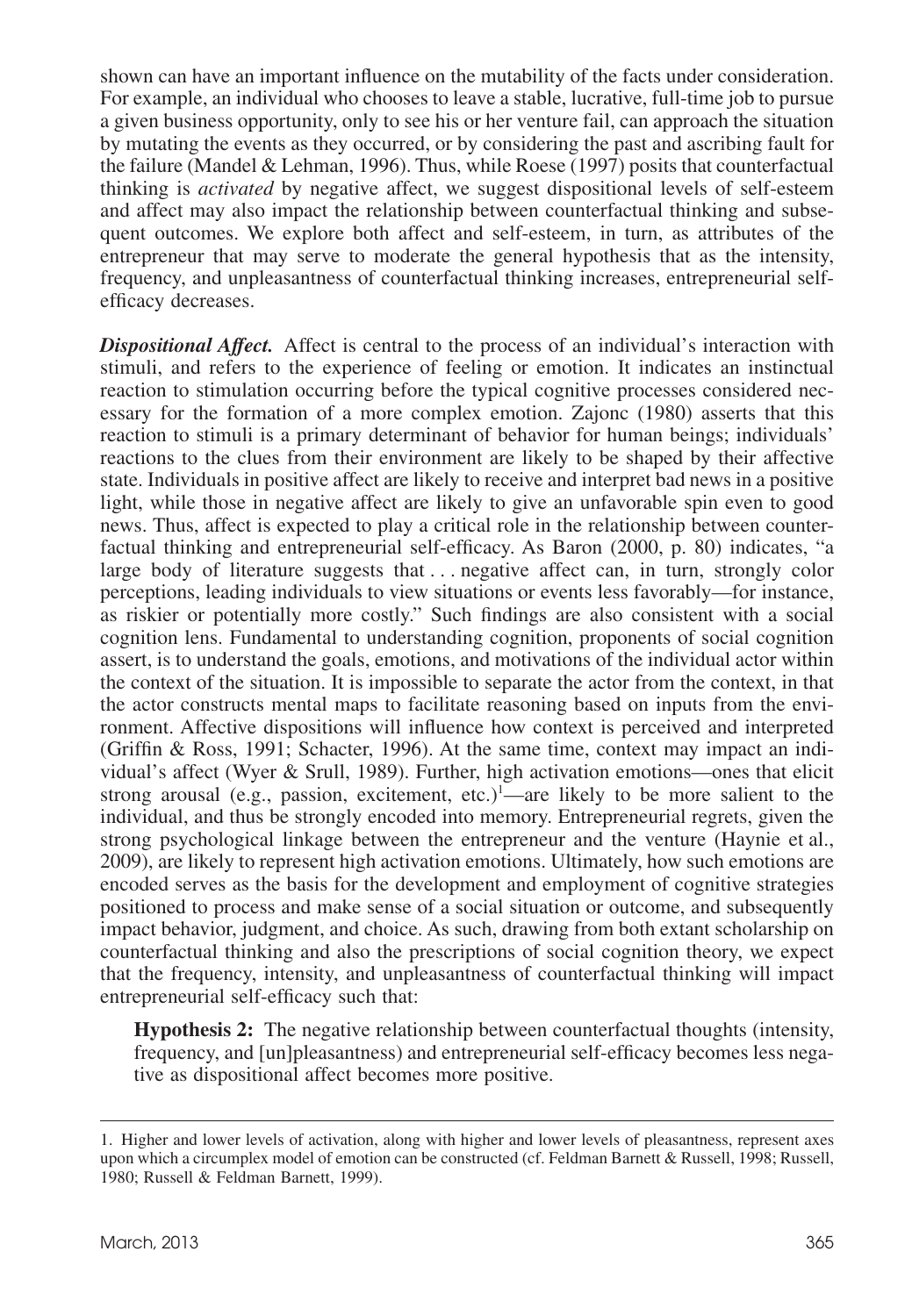shown can have an important influence on the mutability of the facts under consideration. For example, an individual who chooses to leave a stable, lucrative, full-time job to pursue a given business opportunity, only to see his or her venture fail, can approach the situation by mutating the events as they occurred, or by considering the past and ascribing fault for the failure (Mandel & Lehman, 1996). Thus, while Roese (1997) posits that counterfactual thinking is *activated* by negative affect, we suggest dispositional levels of self-esteem and affect may also impact the relationship between counterfactual thinking and subsequent outcomes. We explore both affect and self-esteem, in turn, as attributes of the entrepreneur that may serve to moderate the general hypothesis that as the intensity, frequency, and unpleasantness of counterfactual thinking increases, entrepreneurial self-efficacy decreases.

***Dispositional Affect.*** Affect is central to the process of an individual's interaction with stimuli, and refers to the experience of feeling or emotion. It indicates an instinctual reaction to stimulation occurring before the typical cognitive processes considered necessary for the formation of a more complex emotion. Zajonc (1980) asserts that this reaction to stimuli is a primary determinant of behavior for human beings; individuals' reactions to the clues from their environment are likely to be shaped by their affective state. Individuals in positive affect are likely to receive and interpret bad news in a positive light, while those in negative affect are likely to give an unfavorable spin even to good news. Thus, affect is expected to play a critical role in the relationship between counterfactual thinking and entrepreneurial self-efficacy. As Baron (2000, p. 80) indicates, "a large body of literature suggests that . . . negative affect can, in turn, strongly color perceptions, leading individuals to view situations or events less favorably—for instance, as riskier or potentially more costly." Such findings are also consistent with a social cognition lens. Fundamental to understanding cognition, proponents of social cognition assert, is to understand the goals, emotions, and motivations of the individual actor within the context of the situation. It is impossible to separate the actor from the context, in that the actor constructs mental maps to facilitate reasoning based on inputs from the environment. Affective dispositions will influence how context is perceived and interpreted (Griffin & Ross, 1991; Schacter, 1996). At the same time, context may impact an individual's affect (Wyer & Srull, 1989). Further, high activation emotions—ones that elicit strong arousal (e.g., passion, excitement, etc.)[1]—are likely to be more salient to the individual, and thus be strongly encoded into memory. Entrepreneurial regrets, given the strong psychological linkage between the entrepreneur and the venture (Haynie et al., 2009), are likely to represent high activation emotions. Ultimately, how such emotions are encoded serves as the basis for the development and employment of cognitive strategies positioned to process and make sense of a social situation or outcome, and subsequently impact behavior, judgment, and choice. As such, drawing from both extant scholarship on counterfactual thinking and also the prescriptions of social cognition theory, we expect that the frequency, intensity, and unpleasantness of counterfactual thinking will impact entrepreneurial self-efficacy such that:

> **Hypothesis 2:** The negative relationship between counterfactual thoughts (intensity, frequency, and [un]pleasantness) and entrepreneurial self-efficacy becomes less negative as dispositional affect becomes more positive.

---

1. Higher and lower levels of activation, along with higher and lower levels of pleasantness, represent axes upon which a circumplex model of emotion can be constructed (cf. Feldman Barnett & Russell, 1998; Russell, 1980; Russell & Feldman Barnett, 1999).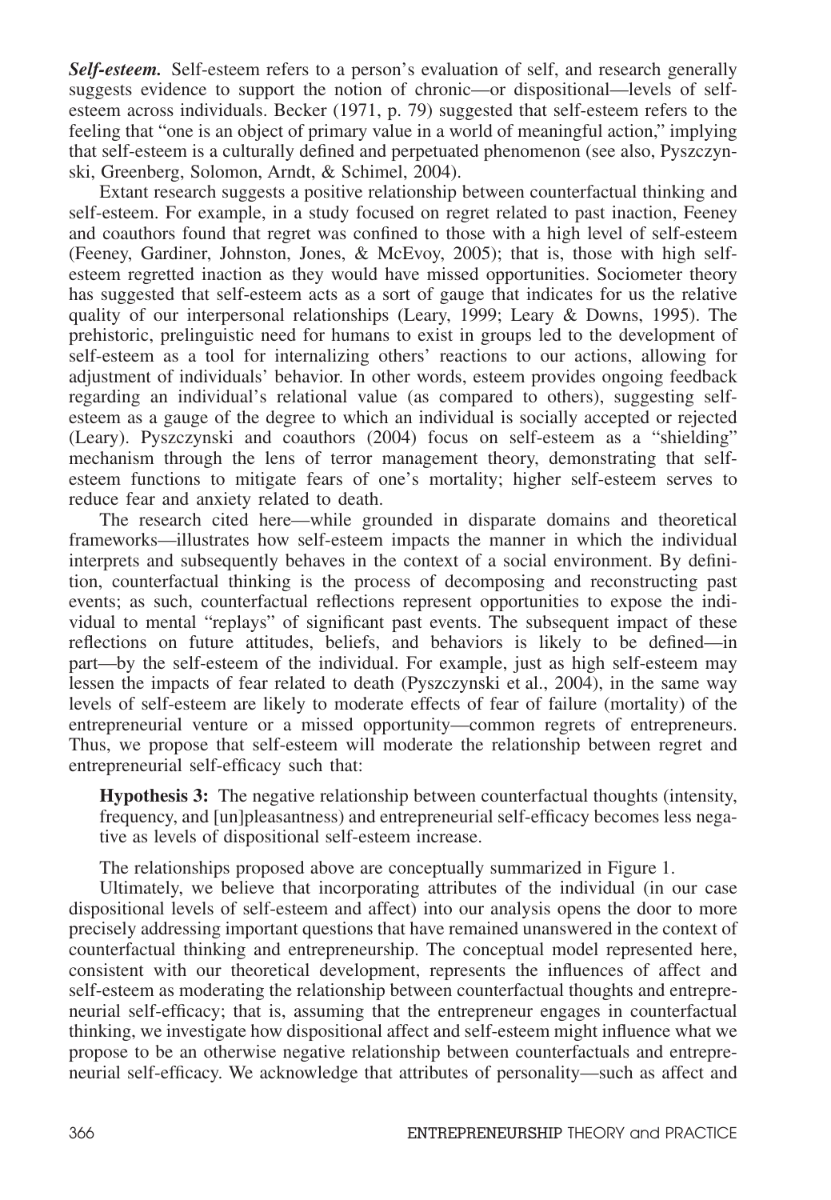***Self-esteem.*** Self-esteem refers to a person's evaluation of self, and research generally suggests evidence to support the notion of chronic—or dispositional—levels of self-esteem across individuals. Becker (1971, p. 79) suggested that self-esteem refers to the feeling that "one is an object of primary value in a world of meaningful action," implying that self-esteem is a culturally defined and perpetuated phenomenon (see also, Pyszczynski, Greenberg, Solomon, Arndt, & Schimel, 2004).

Extant research suggests a positive relationship between counterfactual thinking and self-esteem. For example, in a study focused on regret related to past inaction, Feeney and coauthors found that regret was confined to those with a high level of self-esteem (Feeney, Gardiner, Johnston, Jones, & McEvoy, 2005); that is, those with high self-esteem regretted inaction as they would have missed opportunities. Sociometer theory has suggested that self-esteem acts as a sort of gauge that indicates for us the relative quality of our interpersonal relationships (Leary, 1999; Leary & Downs, 1995). The prehistoric, prelinguistic need for humans to exist in groups led to the development of self-esteem as a tool for internalizing others' reactions to our actions, allowing for adjustment of individuals' behavior. In other words, esteem provides ongoing feedback regarding an individual's relational value (as compared to others), suggesting self-esteem as a gauge of the degree to which an individual is socially accepted or rejected (Leary). Pyszczynski and coauthors (2004) focus on self-esteem as a "shielding" mechanism through the lens of terror management theory, demonstrating that self-esteem functions to mitigate fears of one's mortality; higher self-esteem serves to reduce fear and anxiety related to death.

The research cited here—while grounded in disparate domains and theoretical frameworks—illustrates how self-esteem impacts the manner in which the individual interprets and subsequently behaves in the context of a social environment. By definition, counterfactual thinking is the process of decomposing and reconstructing past events; as such, counterfactual reflections represent opportunities to expose the individual to mental "replays" of significant past events. The subsequent impact of these reflections on future attitudes, beliefs, and behaviors is likely to be defined—in part—by the self-esteem of the individual. For example, just as high self-esteem may lessen the impacts of fear related to death (Pyszczynski et al., 2004), in the same way levels of self-esteem are likely to moderate effects of fear of failure (mortality) of the entrepreneurial venture or a missed opportunity—common regrets of entrepreneurs. Thus, we propose that self-esteem will moderate the relationship between regret and entrepreneurial self-efficacy such that:

> **Hypothesis 3:** The negative relationship between counterfactual thoughts (intensity, frequency, and [un]pleasantness) and entrepreneurial self-efficacy becomes less negative as levels of dispositional self-esteem increase.

The relationships proposed above are conceptually summarized in Figure 1.

Ultimately, we believe that incorporating attributes of the individual (in our case dispositional levels of self-esteem and affect) into our analysis opens the door to more precisely addressing important questions that have remained unanswered in the context of counterfactual thinking and entrepreneurship. The conceptual model represented here, consistent with our theoretical development, represents the influences of affect and self-esteem as moderating the relationship between counterfactual thoughts and entrepreneurial self-efficacy; that is, assuming that the entrepreneur engages in counterfactual thinking, we investigate how dispositional affect and self-esteem might influence what we propose to be an otherwise negative relationship between counterfactuals and entrepreneurial self-efficacy. We acknowledge that attributes of personality—such as affect and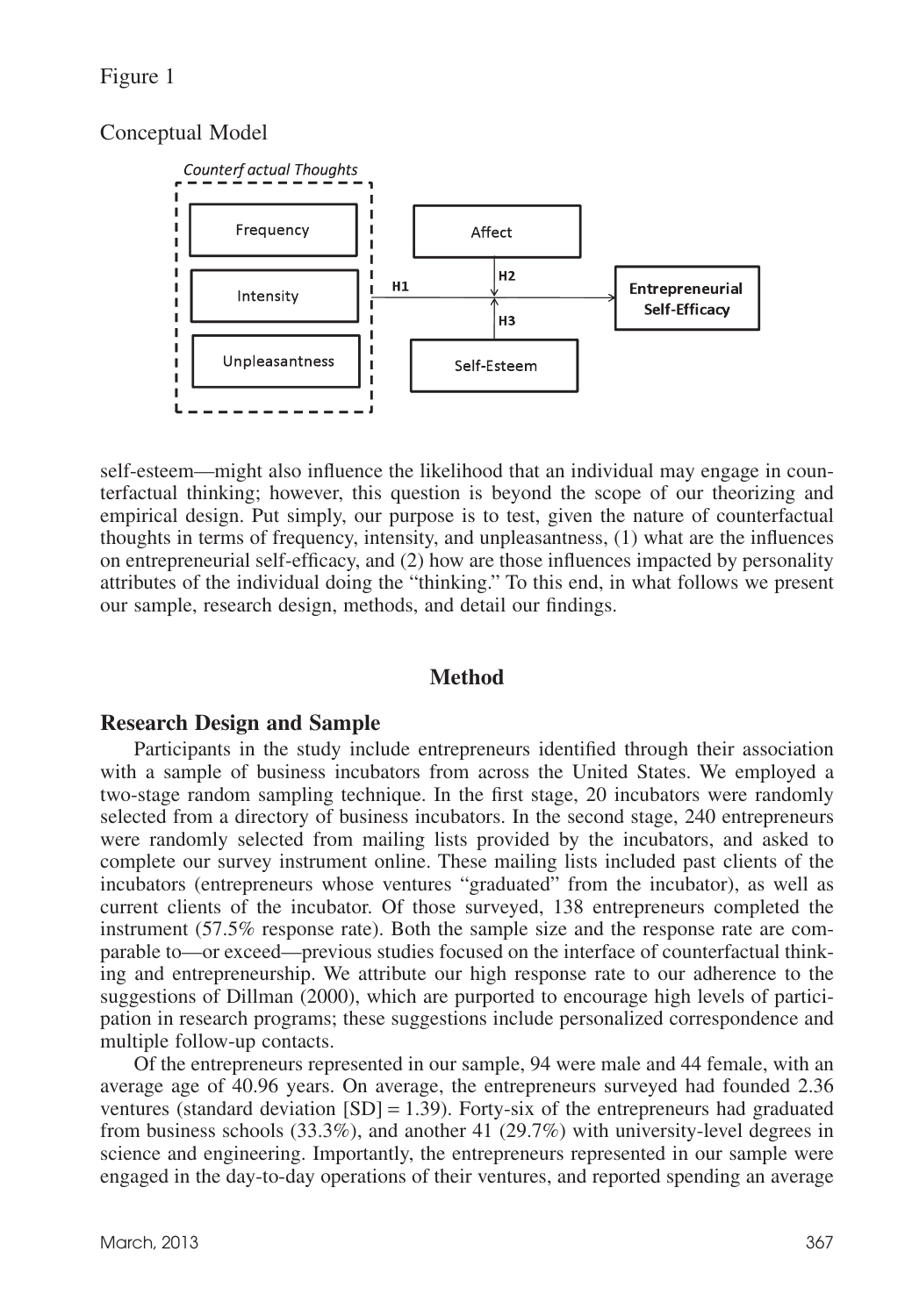Figure 1

Conceptual Model

self-esteem—might also influence the likelihood that an individual may engage in counterfactual thinking; however, this question is beyond the scope of our theorizing and empirical design. Put simply, our purpose is to test, given the nature of counterfactual thoughts in terms of frequency, intensity, and unpleasantness, (1) what are the influences on entrepreneurial self-efficacy, and (2) how are those influences impacted by personality attributes of the individual doing the "thinking." To this end, in what follows we present our sample, research design, methods, and detail our findings.

## Method

### Research Design and Sample

Participants in the study include entrepreneurs identified through their association with a sample of business incubators from across the United States. We employed a two-stage random sampling technique. In the first stage, 20 incubators were randomly selected from a directory of business incubators. In the second stage, 240 entrepreneurs were randomly selected from mailing lists provided by the incubators, and asked to complete our survey instrument online. These mailing lists included past clients of the incubators (entrepreneurs whose ventures "graduated" from the incubator), as well as current clients of the incubator. Of those surveyed, 138 entrepreneurs completed the instrument (57.5% response rate). Both the sample size and the response rate are comparable to—or exceed—previous studies focused on the interface of counterfactual thinking and entrepreneurship. We attribute our high response rate to our adherence to the suggestions of Dillman (2000), which are purported to encourage high levels of participation in research programs; these suggestions include personalized correspondence and multiple follow-up contacts.

Of the entrepreneurs represented in our sample, 94 were male and 44 female, with an average age of 40.96 years. On average, the entrepreneurs surveyed had founded 2.36 ventures (standard deviation [SD] = 1.39). Forty-six of the entrepreneurs had graduated from business schools (33.3%), and another 41 (29.7%) with university-level degrees in science and engineering. Importantly, the entrepreneurs represented in our sample were engaged in the day-to-day operations of their ventures, and reported spending an average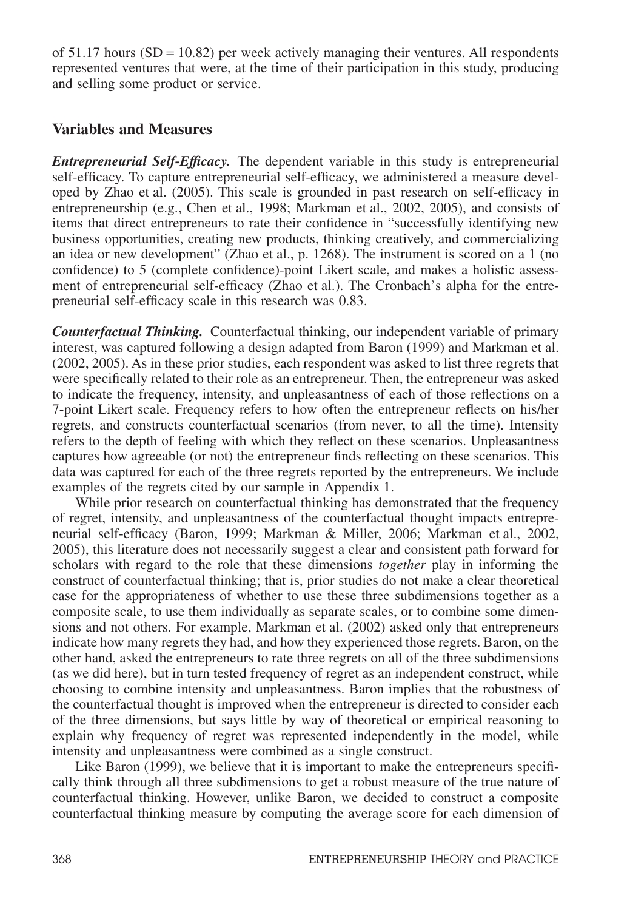of 51.17 hours (SD = 10.82) per week actively managing their ventures. All respondents represented ventures that were, at the time of their participation in this study, producing and selling some product or service.

## Variables and Measures

***Entrepreneurial Self-Efficacy.*** The dependent variable in this study is entrepreneurial self-efficacy. To capture entrepreneurial self-efficacy, we administered a measure developed by Zhao et al. (2005). This scale is grounded in past research on self-efficacy in entrepreneurship (e.g., Chen et al., 1998; Markman et al., 2002, 2005), and consists of items that direct entrepreneurs to rate their confidence in "successfully identifying new business opportunities, creating new products, thinking creatively, and commercializing an idea or new development" (Zhao et al., p. 1268). The instrument is scored on a 1 (no confidence) to 5 (complete confidence)-point Likert scale, and makes a holistic assessment of entrepreneurial self-efficacy (Zhao et al.). The Cronbach's alpha for the entrepreneurial self-efficacy scale in this research was 0.83.

***Counterfactual Thinking.*** Counterfactual thinking, our independent variable of primary interest, was captured following a design adapted from Baron (1999) and Markman et al. (2002, 2005). As in these prior studies, each respondent was asked to list three regrets that were specifically related to their role as an entrepreneur. Then, the entrepreneur was asked to indicate the frequency, intensity, and unpleasantness of each of those reflections on a 7-point Likert scale. Frequency refers to how often the entrepreneur reflects on his/her regrets, and constructs counterfactual scenarios (from never, to all the time). Intensity refers to the depth of feeling with which they reflect on these scenarios. Unpleasantness captures how agreeable (or not) the entrepreneur finds reflecting on these scenarios. This data was captured for each of the three regrets reported by the entrepreneurs. We include examples of the regrets cited by our sample in Appendix 1.

While prior research on counterfactual thinking has demonstrated that the frequency of regret, intensity, and unpleasantness of the counterfactual thought impacts entrepreneurial self-efficacy (Baron, 1999; Markman & Miller, 2006; Markman et al., 2002, 2005), this literature does not necessarily suggest a clear and consistent path forward for scholars with regard to the role that these dimensions *together* play in informing the construct of counterfactual thinking; that is, prior studies do not make a clear theoretical case for the appropriateness of whether to use these three subdimensions together as a composite scale, to use them individually as separate scales, or to combine some dimensions and not others. For example, Markman et al. (2002) asked only that entrepreneurs indicate how many regrets they had, and how they experienced those regrets. Baron, on the other hand, asked the entrepreneurs to rate three regrets on all of the three subdimensions (as we did here), but in turn tested frequency of regret as an independent construct, while choosing to combine intensity and unpleasantness. Baron implies that the robustness of the counterfactual thought is improved when the entrepreneur is directed to consider each of the three dimensions, but says little by way of theoretical or empirical reasoning to explain why frequency of regret was represented independently in the model, while intensity and unpleasantness were combined as a single construct.

Like Baron (1999), we believe that it is important to make the entrepreneurs specifically think through all three subdimensions to get a robust measure of the true nature of counterfactual thinking. However, unlike Baron, we decided to construct a composite counterfactual thinking measure by computing the average score for each dimension of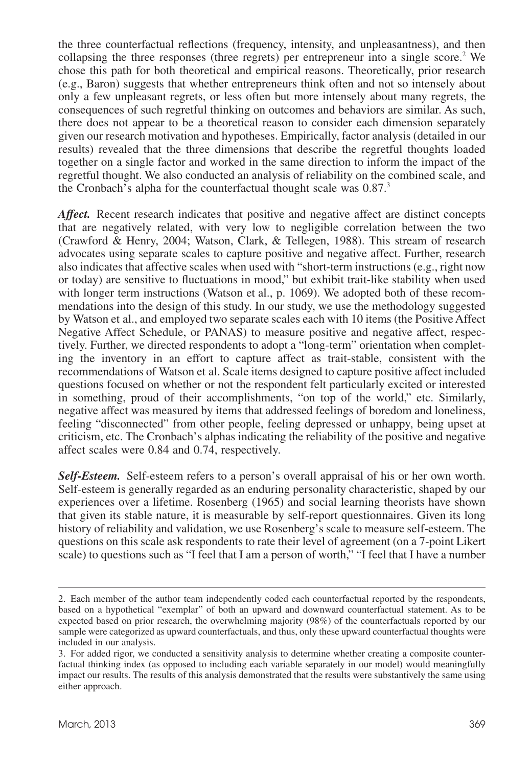the three counterfactual reflections (frequency, intensity, and unpleasantness), and then collapsing the three responses (three regrets) per entrepreneur into a single score.[2] We chose this path for both theoretical and empirical reasons. Theoretically, prior research (e.g., Baron) suggests that whether entrepreneurs think often and not so intensely about only a few unpleasant regrets, or less often but more intensely about many regrets, the consequences of such regretful thinking on outcomes and behaviors are similar. As such, there does not appear to be a theoretical reason to consider each dimension separately given our research motivation and hypotheses. Empirically, factor analysis (detailed in our results) revealed that the three dimensions that describe the regretful thoughts loaded together on a single factor and worked in the same direction to inform the impact of the regretful thought. We also conducted an analysis of reliability on the combined scale, and the Cronbach's alpha for the counterfactual thought scale was 0.87.[3]

***Affect.*** Recent research indicates that positive and negative affect are distinct concepts that are negatively related, with very low to negligible correlation between the two (Crawford & Henry, 2004; Watson, Clark, & Tellegen, 1988). This stream of research advocates using separate scales to capture positive and negative affect. Further, research also indicates that affective scales when used with "short-term instructions (e.g., right now or today) are sensitive to fluctuations in mood," but exhibit trait-like stability when used with longer term instructions (Watson et al., p. 1069). We adopted both of these recommendations into the design of this study. In our study, we use the methodology suggested by Watson et al., and employed two separate scales each with 10 items (the Positive Affect Negative Affect Schedule, or PANAS) to measure positive and negative affect, respectively. Further, we directed respondents to adopt a "long-term" orientation when completing the inventory in an effort to capture affect as trait-stable, consistent with the recommendations of Watson et al. Scale items designed to capture positive affect included questions focused on whether or not the respondent felt particularly excited or interested in something, proud of their accomplishments, "on top of the world," etc. Similarly, negative affect was measured by items that addressed feelings of boredom and loneliness, feeling "disconnected" from other people, feeling depressed or unhappy, being upset at criticism, etc. The Cronbach's alphas indicating the reliability of the positive and negative affect scales were 0.84 and 0.74, respectively.

***Self-Esteem.*** Self-esteem refers to a person's overall appraisal of his or her own worth. Self-esteem is generally regarded as an enduring personality characteristic, shaped by our experiences over a lifetime. Rosenberg (1965) and social learning theorists have shown that given its stable nature, it is measurable by self-report questionnaires. Given its long history of reliability and validation, we use Rosenberg's scale to measure self-esteem. The questions on this scale ask respondents to rate their level of agreement (on a 7-point Likert scale) to questions such as "I feel that I am a person of worth," "I feel that I have a number

---

2. Each member of the author team independently coded each counterfactual reported by the respondents, based on a hypothetical "exemplar" of both an upward and downward counterfactual statement. As to be expected based on prior research, the overwhelming majority (98%) of the counterfactuals reported by our sample were categorized as upward counterfactuals, and thus, only these upward counterfactual thoughts were included in our analysis.

3. For added rigor, we conducted a sensitivity analysis to determine whether creating a composite counterfactual thinking index (as opposed to including each variable separately in our model) would meaningfully impact our results. The results of this analysis demonstrated that the results were substantively the same using either approach.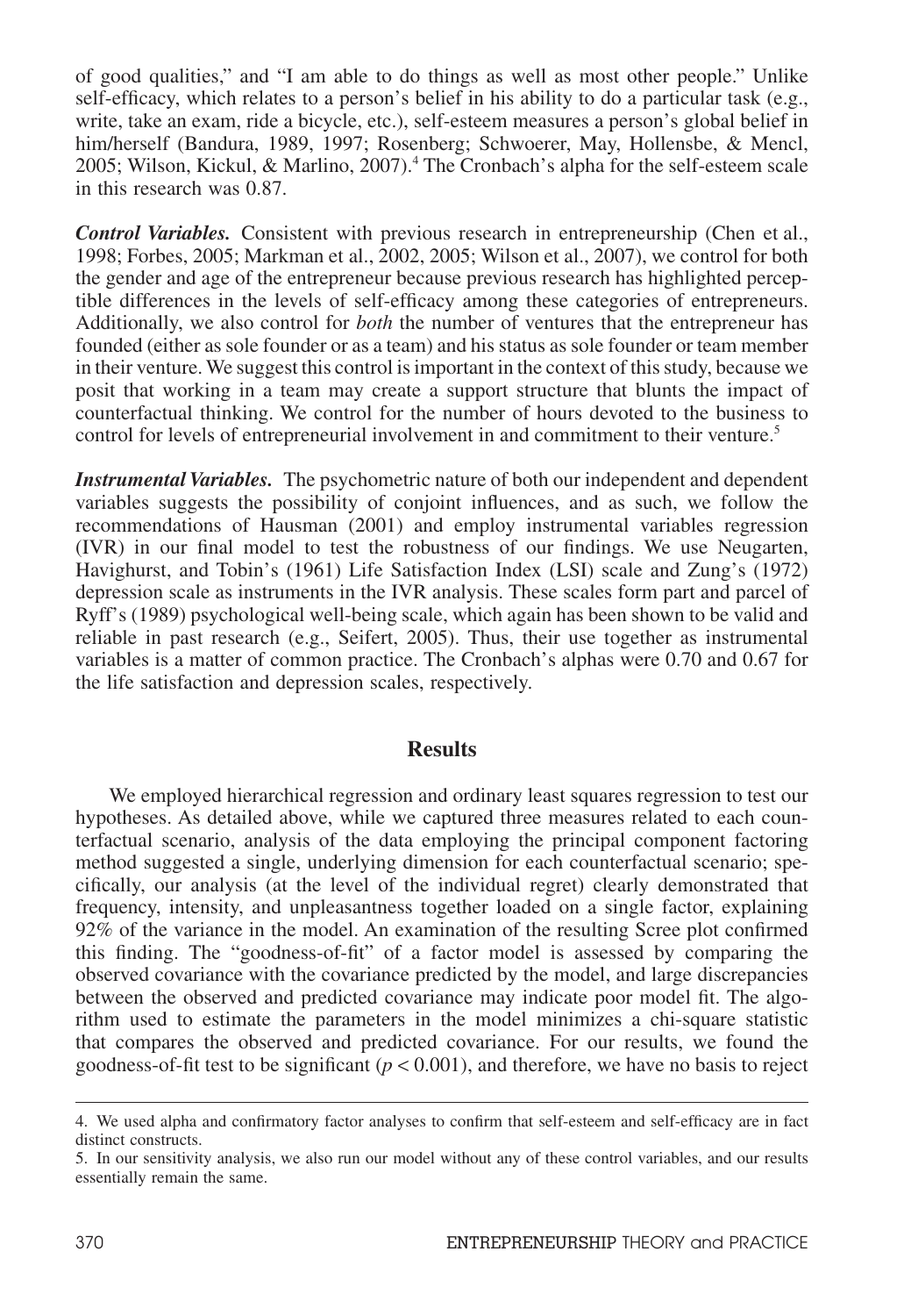of good qualities," and "I am able to do things as well as most other people." Unlike self-efficacy, which relates to a person's belief in his ability to do a particular task (e.g., write, take an exam, ride a bicycle, etc.), self-esteem measures a person's global belief in him/herself (Bandura, 1989, 1997; Rosenberg; Schwoerer, May, Hollensbe, & Mencl, 2005; Wilson, Kickul, & Marlino, 2007).[4] The Cronbach's alpha for the self-esteem scale in this research was 0.87.

***Control Variables.*** Consistent with previous research in entrepreneurship (Chen et al., 1998; Forbes, 2005; Markman et al., 2002, 2005; Wilson et al., 2007), we control for both the gender and age of the entrepreneur because previous research has highlighted perceptible differences in the levels of self-efficacy among these categories of entrepreneurs. Additionally, we also control for *both* the number of ventures that the entrepreneur has founded (either as sole founder or as a team) and his status as sole founder or team member in their venture. We suggest this control is important in the context of this study, because we posit that working in a team may create a support structure that blunts the impact of counterfactual thinking. We control for the number of hours devoted to the business to control for levels of entrepreneurial involvement in and commitment to their venture.[5]

***Instrumental Variables.*** The psychometric nature of both our independent and dependent variables suggests the possibility of conjoint influences, and as such, we follow the recommendations of Hausman (2001) and employ instrumental variables regression (IVR) in our final model to test the robustness of our findings. We use Neugarten, Havighurst, and Tobin's (1961) Life Satisfaction Index (LSI) scale and Zung's (1972) depression scale as instruments in the IVR analysis. These scales form part and parcel of Ryff's (1989) psychological well-being scale, which again has been shown to be valid and reliable in past research (e.g., Seifert, 2005). Thus, their use together as instrumental variables is a matter of common practice. The Cronbach's alphas were 0.70 and 0.67 for the life satisfaction and depression scales, respectively.

## Results

We employed hierarchical regression and ordinary least squares regression to test our hypotheses. As detailed above, while we captured three measures related to each counterfactual scenario, analysis of the data employing the principal component factoring method suggested a single, underlying dimension for each counterfactual scenario; specifically, our analysis (at the level of the individual regret) clearly demonstrated that frequency, intensity, and unpleasantness together loaded on a single factor, explaining 92% of the variance in the model. An examination of the resulting Scree plot confirmed this finding. The "goodness-of-fit" of a factor model is assessed by comparing the observed covariance with the covariance predicted by the model, and large discrepancies between the observed and predicted covariance may indicate poor model fit. The algorithm used to estimate the parameters in the model minimizes a chi-square statistic that compares the observed and predicted covariance. For our results, we found the goodness-of-fit test to be significant ($p < 0.001$), and therefore, we have no basis to reject

4. We used alpha and confirmatory factor analyses to confirm that self-esteem and self-efficacy are in fact distinct constructs.

5. In our sensitivity analysis, we also run our model without any of these control variables, and our results essentially remain the same.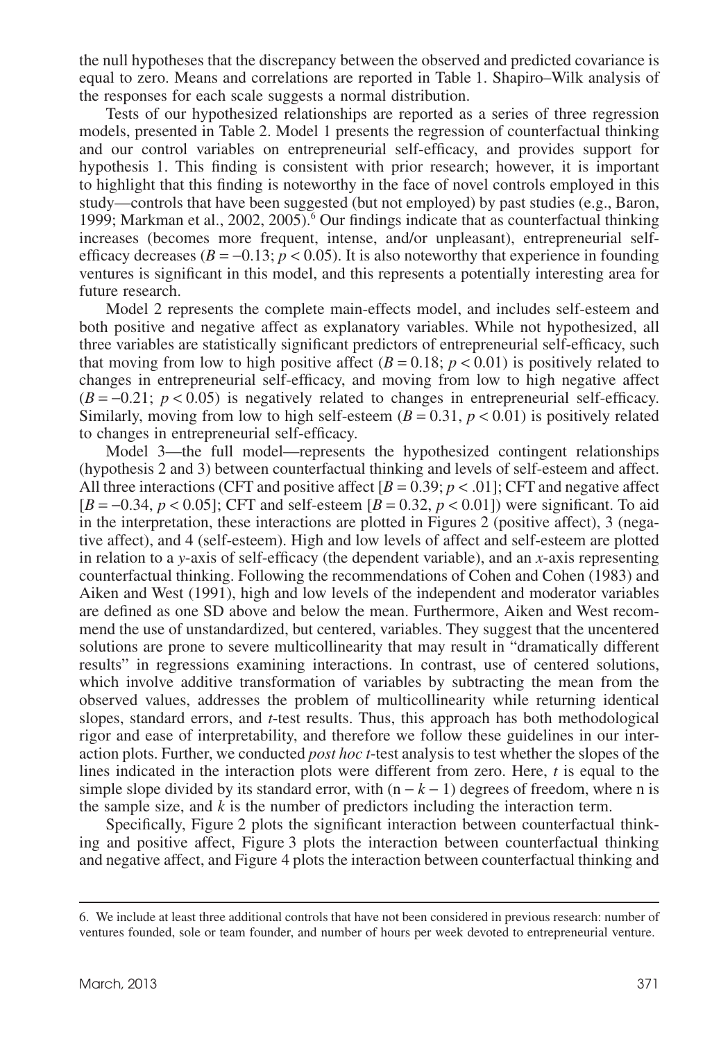the null hypotheses that the discrepancy between the observed and predicted covariance is equal to zero. Means and correlations are reported in Table 1. Shapiro–Wilk analysis of the responses for each scale suggests a normal distribution.

Tests of our hypothesized relationships are reported as a series of three regression models, presented in Table 2. Model 1 presents the regression of counterfactual thinking and our control variables on entrepreneurial self-efficacy, and provides support for hypothesis 1. This finding is consistent with prior research; however, it is important to highlight that this finding is noteworthy in the face of novel controls employed in this study—controls that have been suggested (but not employed) by past studies (e.g., Baron, 1999; Markman et al., 2002, 2005).[6] Our findings indicate that as counterfactual thinking increases (becomes more frequent, intense, and/or unpleasant), entrepreneurial self-efficacy decreases ($B = -0.13$; $p < 0.05$). It is also noteworthy that experience in founding ventures is significant in this model, and this represents a potentially interesting area for future research.

Model 2 represents the complete main-effects model, and includes self-esteem and both positive and negative affect as explanatory variables. While not hypothesized, all three variables are statistically significant predictors of entrepreneurial self-efficacy, such that moving from low to high positive affect ($B = 0.18$; $p < 0.01$) is positively related to changes in entrepreneurial self-efficacy, and moving from low to high negative affect ($B = -0.21$; $p < 0.05$) is negatively related to changes in entrepreneurial self-efficacy. Similarly, moving from low to high self-esteem ($B = 0.31$, $p < 0.01$) is positively related to changes in entrepreneurial self-efficacy.

Model 3—the full model—represents the hypothesized contingent relationships (hypothesis 2 and 3) between counterfactual thinking and levels of self-esteem and affect. All three interactions (CFT and positive affect [$B = 0.39$; $p < .01$]; CFT and negative affect [$B = -0.34$, $p < 0.05$]; CFT and self-esteem [$B = 0.32$, $p < 0.01$]) were significant. To aid in the interpretation, these interactions are plotted in Figures 2 (positive affect), 3 (negative affect), and 4 (self-esteem). High and low levels of affect and self-esteem are plotted in relation to a $y$-axis of self-efficacy (the dependent variable), and an $x$-axis representing counterfactual thinking. Following the recommendations of Cohen and Cohen (1983) and Aiken and West (1991), high and low levels of the independent and moderator variables are defined as one SD above and below the mean. Furthermore, Aiken and West recommend the use of unstandardized, but centered, variables. They suggest that the uncentered solutions are prone to severe multicollinearity that may result in "dramatically different results" in regressions examining interactions. In contrast, use of centered solutions, which involve additive transformation of variables by subtracting the mean from the observed values, addresses the problem of multicollinearity while returning identical slopes, standard errors, and $t$-test results. Thus, this approach has both methodological rigor and ease of interpretability, and therefore we follow these guidelines in our interaction plots. Further, we conducted *post hoc* $t$-test analysis to test whether the slopes of the lines indicated in the interaction plots were different from zero. Here, $t$ is equal to the simple slope divided by its standard error, with $(n - k - 1)$ degrees of freedom, where n is the sample size, and $k$ is the number of predictors including the interaction term.

Specifically, Figure 2 plots the significant interaction between counterfactual thinking and positive affect, Figure 3 plots the interaction between counterfactual thinking and negative affect, and Figure 4 plots the interaction between counterfactual thinking and

---

6. We include at least three additional controls that have not been considered in previous research: number of ventures founded, sole or team founder, and number of hours per week devoted to entrepreneurial venture.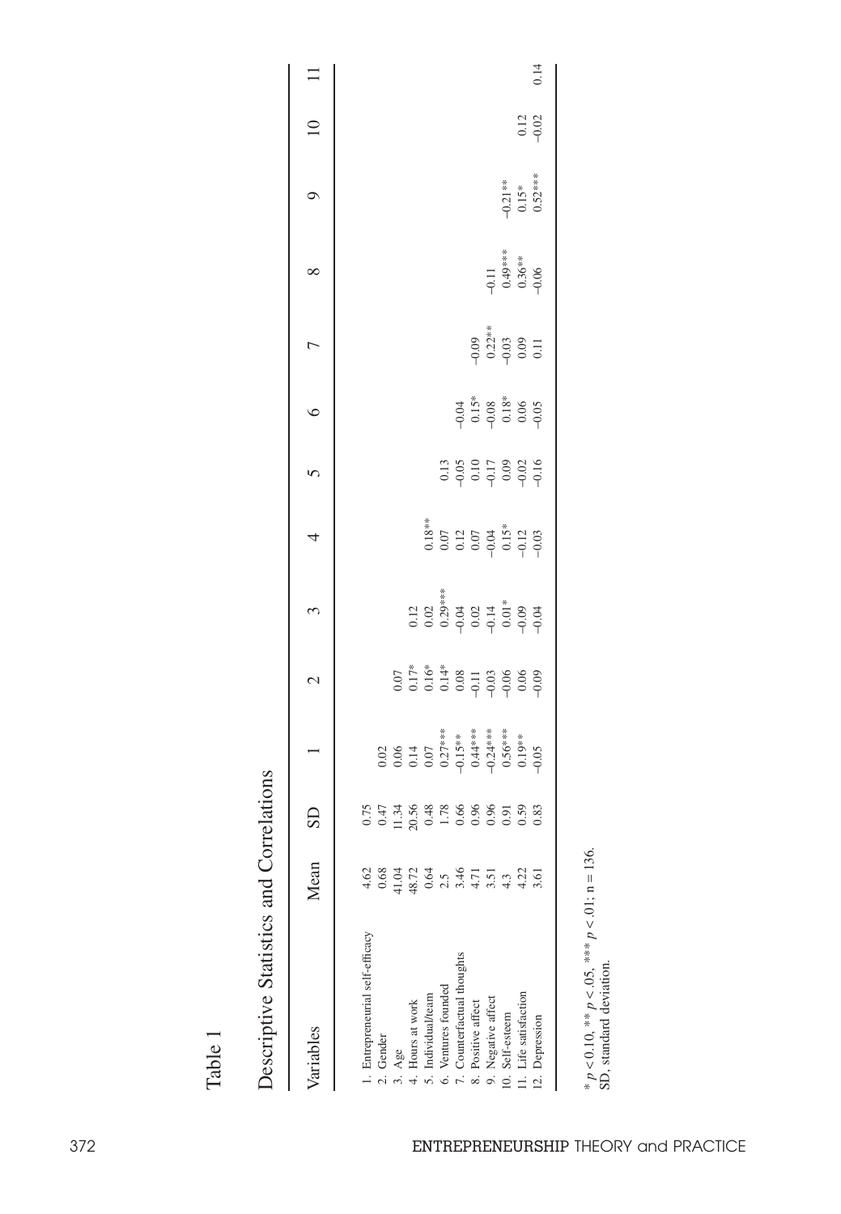Table 1

## Descriptive Statistics and Correlations

| Variables | Mean | SD | 1 | 2 | 3 | 4 | 5 | 6 | 7 | 8 | 9 | 10 | 11 |
|---|---|---|---|---|---|---|---|---|---|---|---|---|---|
| 1. Entrepreneurial self-efficacy | 4.62 | 0.75 | | | | | | | | | | | |
| 2. Gender | 0.68 | 0.47 | 0.02 | | | | | | | | | | |
| 3. Age | 41.04 | 11.34 | 0.06 | 0.07 | | | | | | | | | |
| 4. Hours at work | 48.72 | 20.56 | 0.14 | 0.17* | 0.12 | | | | | | | | |
| 5. Individual/team | 0.64 | 0.48 | 0.07 | 0.16* | 0.02 | 0.18** | | | | | | | |
| 6. Ventures founded | 2.5 | 1.78 | 0.27*** | 0.14* | 0.29*** | 0.07 | 0.13 | | | | | | |
| 7. Counterfactual thoughts | 3.46 | 0.66 | −0.15** | 0.08 | −0.04 | 0.12 | −0.05 | −0.04 | | | | | |
| 8. Positive affect | 4.71 | 0.96 | 0.44*** | −0.11 | 0.02 | 0.07 | 0.10 | 0.15* | −0.09 | | | | |
| 9. Negative affect | 3.51 | 0.96 | −0.24*** | −0.03 | −0.14 | −0.04 | −0.17 | −0.08 | 0.22** | −0.11 | | | |
| 10. Self-esteem | 4.3 | 0.91 | 0.56*** | −0.06 | 0.01* | 0.15* | 0.09 | 0.18* | −0.03 | 0.49*** | −0.21** | | |
| 11. Life satisfaction | 4.22 | 0.59 | 0.19** | 0.06 | −0.09 | −0.12 | −0.02 | 0.06 | 0.09 | 0.36** | 0.15* | 0.12 | |
| 12. Depression | 3.61 | 0.83 | −0.05 | −0.09 | −0.04 | −0.03 | −0.16 | −0.05 | 0.11 | −0.06 | 0.52*** | −0.02 | 0.14 |

* $p < 0.10$, ** $p < .05$, *** $p < .01$; $n = 136$.
SD, standard deviation.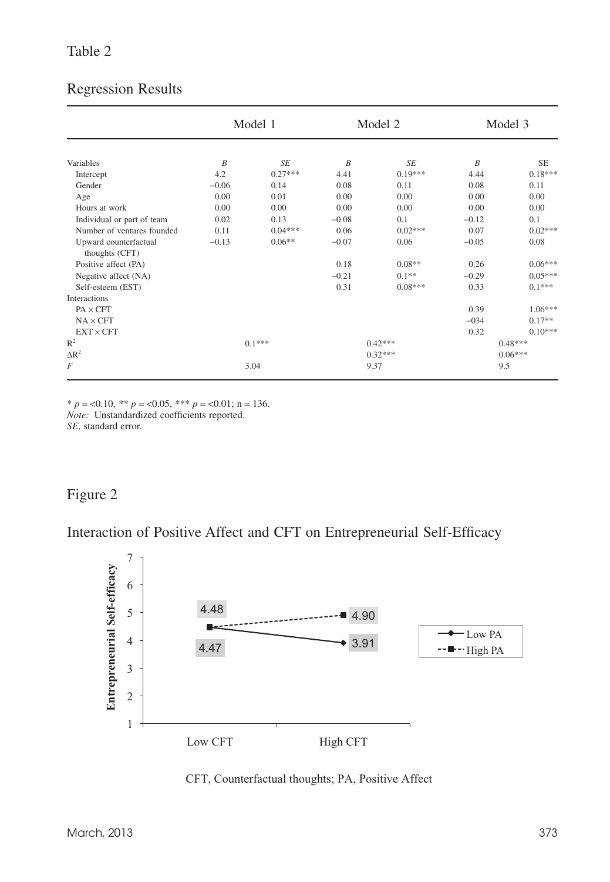Table 2

Regression Results

| | Model 1 | | Model 2 | | Model 3 | |
|---|---|---|---|---|---|---|
| Variables | *B* | *SE* | *B* | *SE* | *B* | SE |
| Intercept | 4.2 | 0.27*** | 4.41 | 0.19*** | 4.44 | 0.18*** |
| Gender | −0.06 | 0.14 | 0.08 | 0.11 | 0.08 | 0.11 |
| Age | 0.00 | 0.01 | 0.00 | 0.00 | 0.00 | 0.00 |
| Hours at work | 0.00 | 0.00 | 0.00 | 0.00 | 0.00 | 0.00 |
| Individual or part of team | 0.02 | 0.13 | −0.08 | 0.1 | −0.12 | 0.1 |
| Number of ventures founded | 0.11 | 0.04*** | 0.06 | 0.02*** | 0.07 | 0.02*** |
| Upward counterfactual thoughts (CFT) | −0.13 | 0.06** | −0.07 | 0.06 | −0.05 | 0.08 |
| Positive affect (PA) | | | 0.18 | 0.08** | 0.26 | 0.06*** |
| Negative affect (NA) | | | −0.21 | 0.1** | −0.29 | 0.05*** |
| Self-esteem (EST) | | | 0.31 | 0.08*** | 0.33 | 0.1*** |
| Interactions | | | | | | |
| PA × CFT | | | | | 0.39 | 1.06*** |
| NA × CFT | | | | | −034 | 0.17** |
| EXT × CFT | | | | | 0.32 | 0.10*** |
| $R^2$ | 0.1*** | | 0.42*** | | 0.48*** | |
| $\Delta R^2$ | | | 0.32*** | | 0.06*** | |
| *F* | 3.04 | | 9.37 | | 9.5 | |

\* $p = <0.10$, \*\* $p = <0.05$, \*\*\* $p = <0.01$; n = 136.
*Note:* Unstandardized coefficients reported.
*SE*, standard error.

Figure 2

Interaction of Positive Affect and CFT on Entrepreneurial Self-Efficacy

CFT, Counterfactual thoughts; PA, Positive Affect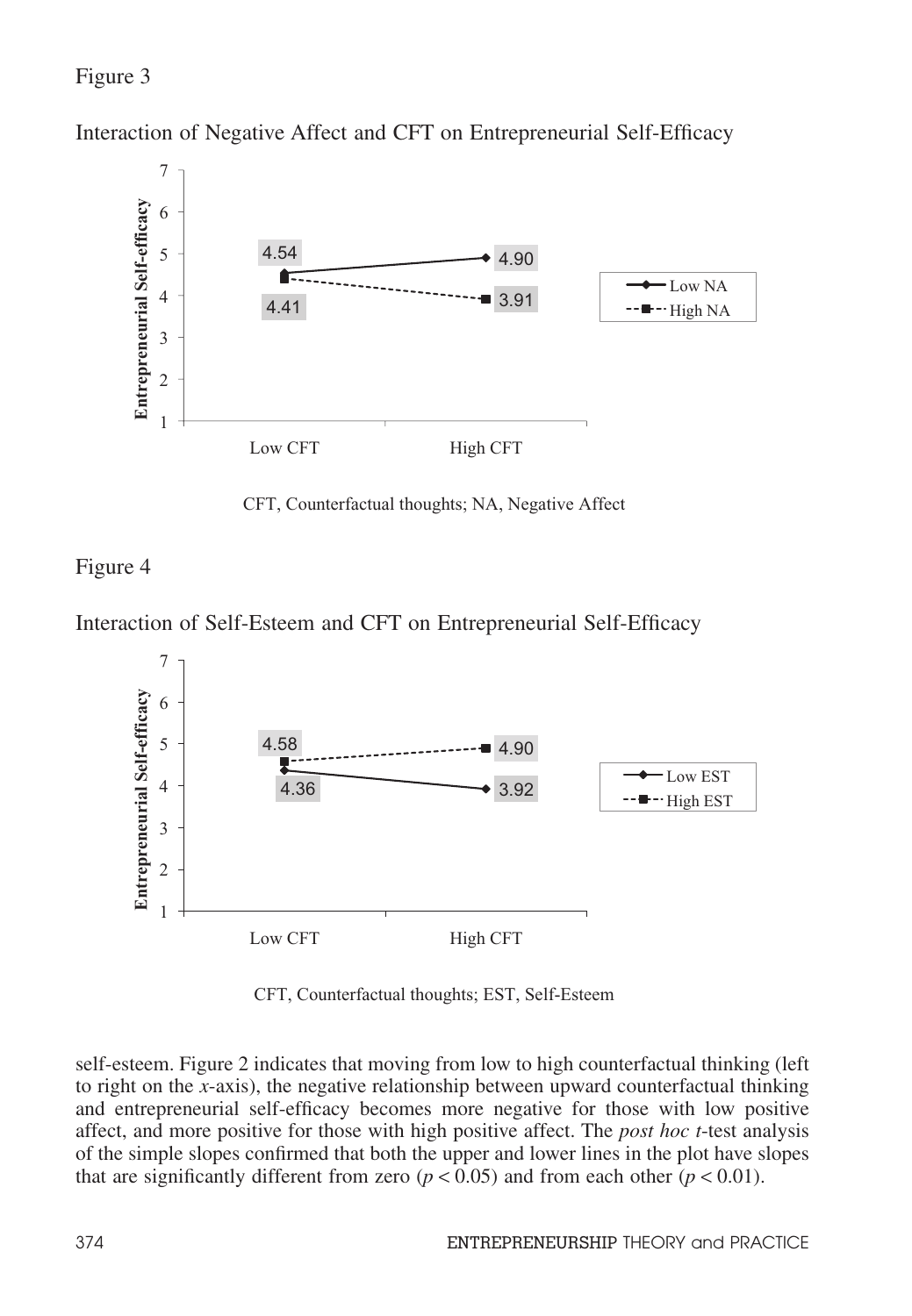Figure 3

Interaction of Negative Affect and CFT on Entrepreneurial Self-Efficacy

CFT, Counterfactual thoughts; NA, Negative Affect

Figure 4

Interaction of Self-Esteem and CFT on Entrepreneurial Self-Efficacy

CFT, Counterfactual thoughts; EST, Self-Esteem

self-esteem. Figure 2 indicates that moving from low to high counterfactual thinking (left to right on the *x*-axis), the negative relationship between upward counterfactual thinking and entrepreneurial self-efficacy becomes more negative for those with low positive affect, and more positive for those with high positive affect. The *post hoc t*-test analysis of the simple slopes confirmed that both the upper and lower lines in the plot have slopes that are significantly different from zero ($p < 0.05$) and from each other ($p < 0.01$).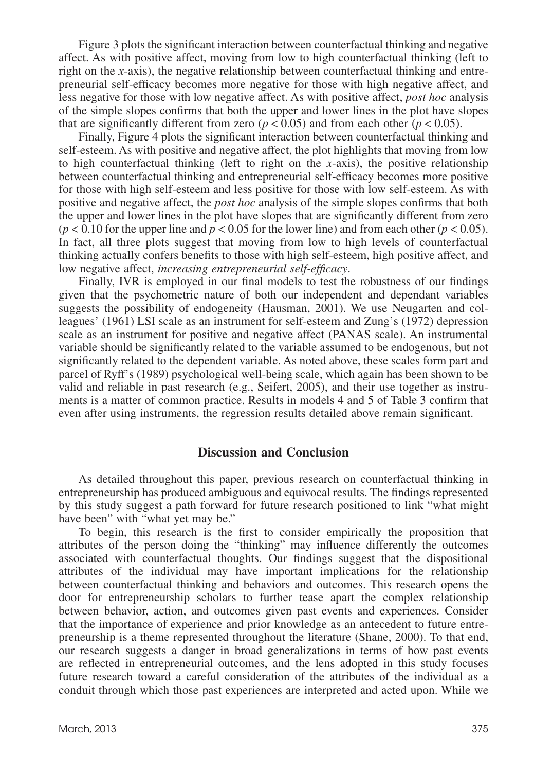Figure 3 plots the significant interaction between counterfactual thinking and negative affect. As with positive affect, moving from low to high counterfactual thinking (left to right on the *x*-axis), the negative relationship between counterfactual thinking and entrepreneurial self-efficacy becomes more negative for those with high negative affect, and less negative for those with low negative affect. As with positive affect, *post hoc* analysis of the simple slopes confirms that both the upper and lower lines in the plot have slopes that are significantly different from zero ($p < 0.05$) and from each other ($p < 0.05$).

Finally, Figure 4 plots the significant interaction between counterfactual thinking and self-esteem. As with positive and negative affect, the plot highlights that moving from low to high counterfactual thinking (left to right on the *x*-axis), the positive relationship between counterfactual thinking and entrepreneurial self-efficacy becomes more positive for those with high self-esteem and less positive for those with low self-esteem. As with positive and negative affect, the *post hoc* analysis of the simple slopes confirms that both the upper and lower lines in the plot have slopes that are significantly different from zero ($p < 0.10$ for the upper line and $p < 0.05$ for the lower line) and from each other ($p < 0.05$). In fact, all three plots suggest that moving from low to high levels of counterfactual thinking actually confers benefits to those with high self-esteem, high positive affect, and low negative affect, *increasing entrepreneurial self-efficacy*.

Finally, IVR is employed in our final models to test the robustness of our findings given that the psychometric nature of both our independent and dependant variables suggests the possibility of endogeneity (Hausman, 2001). We use Neugarten and colleagues' (1961) LSI scale as an instrument for self-esteem and Zung's (1972) depression scale as an instrument for positive and negative affect (PANAS scale). An instrumental variable should be significantly related to the variable assumed to be endogenous, but not significantly related to the dependent variable. As noted above, these scales form part and parcel of Ryff's (1989) psychological well-being scale, which again has been shown to be valid and reliable in past research (e.g., Seifert, 2005), and their use together as instruments is a matter of common practice. Results in models 4 and 5 of Table 3 confirm that even after using instruments, the regression results detailed above remain significant.

## Discussion and Conclusion

As detailed throughout this paper, previous research on counterfactual thinking in entrepreneurship has produced ambiguous and equivocal results. The findings represented by this study suggest a path forward for future research positioned to link "what might have been" with "what yet may be."

To begin, this research is the first to consider empirically the proposition that attributes of the person doing the "thinking" may influence differently the outcomes associated with counterfactual thoughts. Our findings suggest that the dispositional attributes of the individual may have important implications for the relationship between counterfactual thinking and behaviors and outcomes. This research opens the door for entrepreneurship scholars to further tease apart the complex relationship between behavior, action, and outcomes given past events and experiences. Consider that the importance of experience and prior knowledge as an antecedent to future entrepreneurship is a theme represented throughout the literature (Shane, 2000). To that end, our research suggests a danger in broad generalizations in terms of how past events are reflected in entrepreneurial outcomes, and the lens adopted in this study focuses future research toward a careful consideration of the attributes of the individual as a conduit through which those past experiences are interpreted and acted upon. While we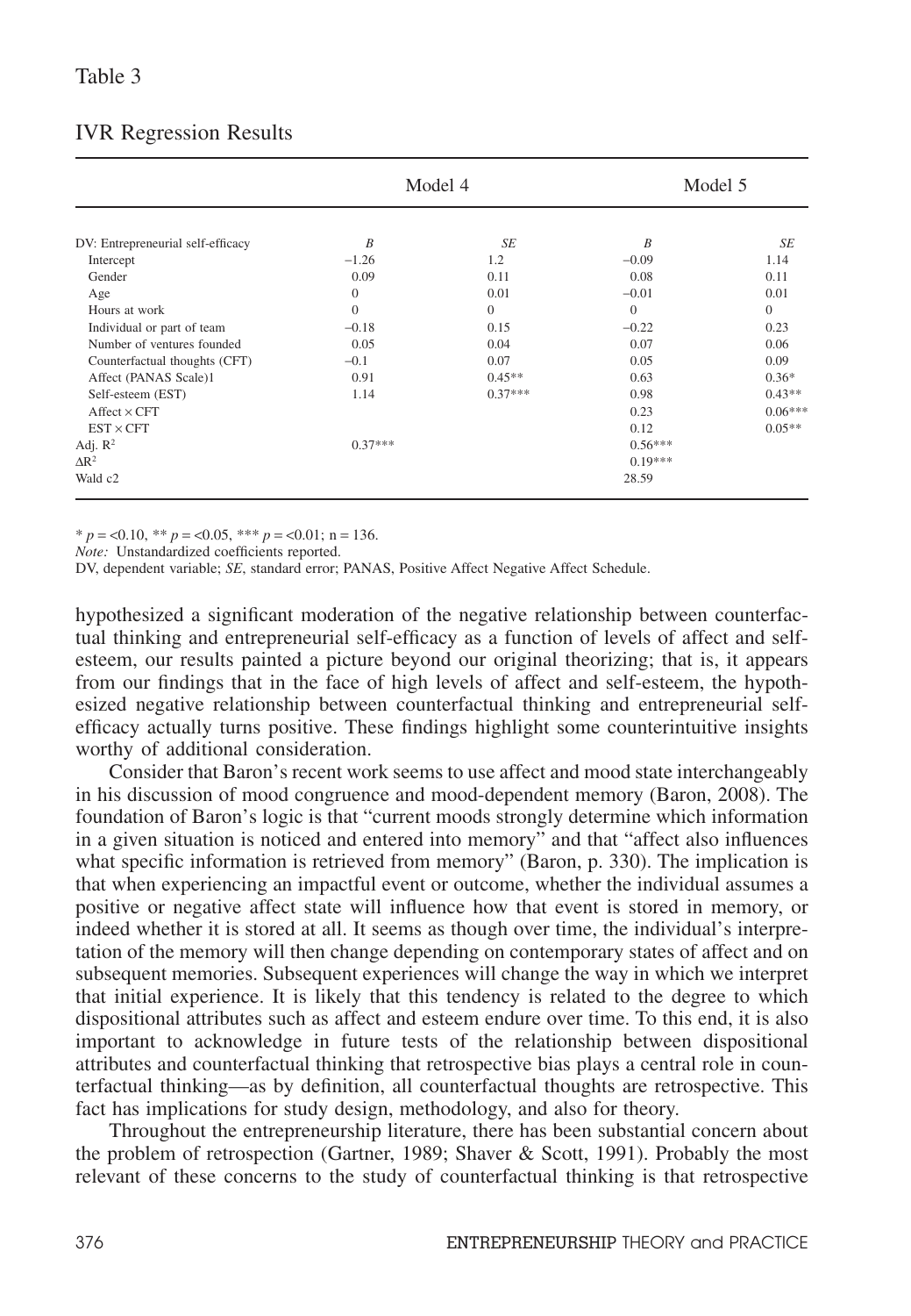Table 3

IVR Regression Results

| | Model 4 | | Model 5 | |
|---|---|---|---|---|
| DV: Entrepreneurial self-efficacy | *B* | *SE* | *B* | *SE* |
| Intercept | −1.26 | 1.2 | −0.09 | 1.14 |
| Gender | 0.09 | 0.11 | 0.08 | 0.11 |
| Age | 0 | 0.01 | −0.01 | 0.01 |
| Hours at work | 0 | 0 | 0 | 0 |
| Individual or part of team | −0.18 | 0.15 | −0.22 | 0.23 |
| Number of ventures founded | 0.05 | 0.04 | 0.07 | 0.06 |
| Counterfactual thoughts (CFT) | −0.1 | 0.07 | 0.05 | 0.09 |
| Affect (PANAS Scale)1 | 0.91 | 0.45** | 0.63 | 0.36* |
| Self-esteem (EST) | 1.14 | 0.37*** | 0.98 | 0.43** |
| Affect × CFT | | | 0.23 | 0.06*** |
| EST × CFT | | | 0.12 | 0.05** |
| Adj. $R^2$ | 0.37*** | | 0.56*** | |
| $\Delta R^2$ | | | 0.19*** | |
| Wald c2 | | | 28.59 | |

* $p$ = <0.10, ** $p$ = <0.05, *** $p$ = <0.01; n = 136.

*Note:* Unstandardized coefficients reported.

DV, dependent variable; *SE*, standard error; PANAS, Positive Affect Negative Affect Schedule.

hypothesized a significant moderation of the negative relationship between counterfactual thinking and entrepreneurial self-efficacy as a function of levels of affect and self-esteem, our results painted a picture beyond our original theorizing; that is, it appears from our findings that in the face of high levels of affect and self-esteem, the hypothesized negative relationship between counterfactual thinking and entrepreneurial self-efficacy actually turns positive. These findings highlight some counterintuitive insights worthy of additional consideration.

Consider that Baron's recent work seems to use affect and mood state interchangeably in his discussion of mood congruence and mood-dependent memory (Baron, 2008). The foundation of Baron's logic is that "current moods strongly determine which information in a given situation is noticed and entered into memory" and that "affect also influences what specific information is retrieved from memory" (Baron, p. 330). The implication is that when experiencing an impactful event or outcome, whether the individual assumes a positive or negative affect state will influence how that event is stored in memory, or indeed whether it is stored at all. It seems as though over time, the individual's interpretation of the memory will then change depending on contemporary states of affect and on subsequent memories. Subsequent experiences will change the way in which we interpret that initial experience. It is likely that this tendency is related to the degree to which dispositional attributes such as affect and esteem endure over time. To this end, it is also important to acknowledge in future tests of the relationship between dispositional attributes and counterfactual thinking that retrospective bias plays a central role in counterfactual thinking—as by definition, all counterfactual thoughts are retrospective. This fact has implications for study design, methodology, and also for theory.

Throughout the entrepreneurship literature, there has been substantial concern about the problem of retrospection (Gartner, 1989; Shaver & Scott, 1991). Probably the most relevant of these concerns to the study of counterfactual thinking is that retrospective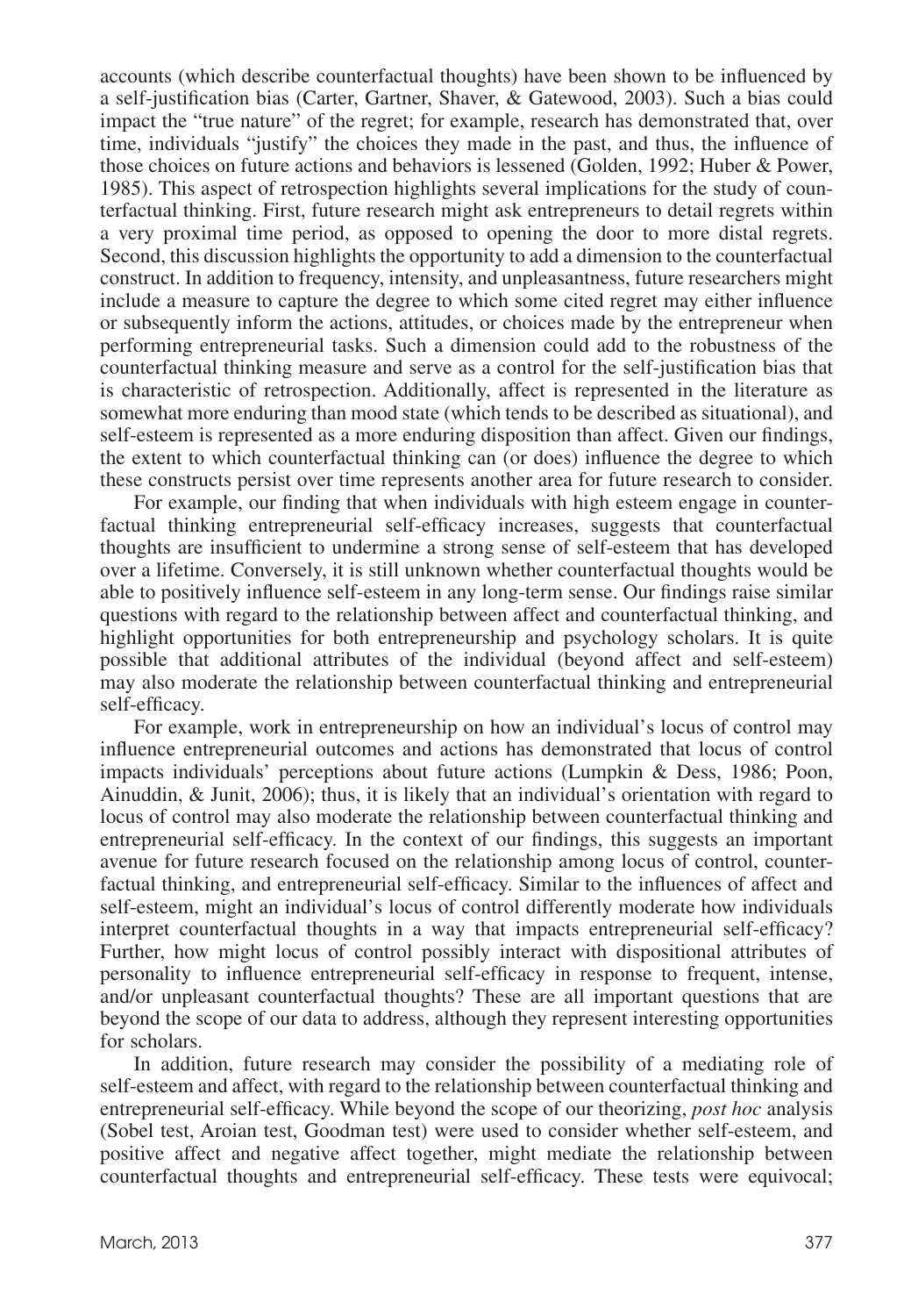accounts (which describe counterfactual thoughts) have been shown to be influenced by a self-justification bias (Carter, Gartner, Shaver, & Gatewood, 2003). Such a bias could impact the "true nature" of the regret; for example, research has demonstrated that, over time, individuals "justify" the choices they made in the past, and thus, the influence of those choices on future actions and behaviors is lessened (Golden, 1992; Huber & Power, 1985). This aspect of retrospection highlights several implications for the study of counterfactual thinking. First, future research might ask entrepreneurs to detail regrets within a very proximal time period, as opposed to opening the door to more distal regrets. Second, this discussion highlights the opportunity to add a dimension to the counterfactual construct. In addition to frequency, intensity, and unpleasantness, future researchers might include a measure to capture the degree to which some cited regret may either influence or subsequently inform the actions, attitudes, or choices made by the entrepreneur when performing entrepreneurial tasks. Such a dimension could add to the robustness of the counterfactual thinking measure and serve as a control for the self-justification bias that is characteristic of retrospection. Additionally, affect is represented in the literature as somewhat more enduring than mood state (which tends to be described as situational), and self-esteem is represented as a more enduring disposition than affect. Given our findings, the extent to which counterfactual thinking can (or does) influence the degree to which these constructs persist over time represents another area for future research to consider.

For example, our finding that when individuals with high esteem engage in counterfactual thinking entrepreneurial self-efficacy increases, suggests that counterfactual thoughts are insufficient to undermine a strong sense of self-esteem that has developed over a lifetime. Conversely, it is still unknown whether counterfactual thoughts would be able to positively influence self-esteem in any long-term sense. Our findings raise similar questions with regard to the relationship between affect and counterfactual thinking, and highlight opportunities for both entrepreneurship and psychology scholars. It is quite possible that additional attributes of the individual (beyond affect and self-esteem) may also moderate the relationship between counterfactual thinking and entrepreneurial self-efficacy.

For example, work in entrepreneurship on how an individual's locus of control may influence entrepreneurial outcomes and actions has demonstrated that locus of control impacts individuals' perceptions about future actions (Lumpkin & Dess, 1986; Poon, Ainuddin, & Junit, 2006); thus, it is likely that an individual's orientation with regard to locus of control may also moderate the relationship between counterfactual thinking and entrepreneurial self-efficacy. In the context of our findings, this suggests an important avenue for future research focused on the relationship among locus of control, counterfactual thinking, and entrepreneurial self-efficacy. Similar to the influences of affect and self-esteem, might an individual's locus of control differently moderate how individuals interpret counterfactual thoughts in a way that impacts entrepreneurial self-efficacy? Further, how might locus of control possibly interact with dispositional attributes of personality to influence entrepreneurial self-efficacy in response to frequent, intense, and/or unpleasant counterfactual thoughts? These are all important questions that are beyond the scope of our data to address, although they represent interesting opportunities for scholars.

In addition, future research may consider the possibility of a mediating role of self-esteem and affect, with regard to the relationship between counterfactual thinking and entrepreneurial self-efficacy. While beyond the scope of our theorizing, *post hoc* analysis (Sobel test, Aroian test, Goodman test) were used to consider whether self-esteem, and positive affect and negative affect together, might mediate the relationship between counterfactual thoughts and entrepreneurial self-efficacy. These tests were equivocal;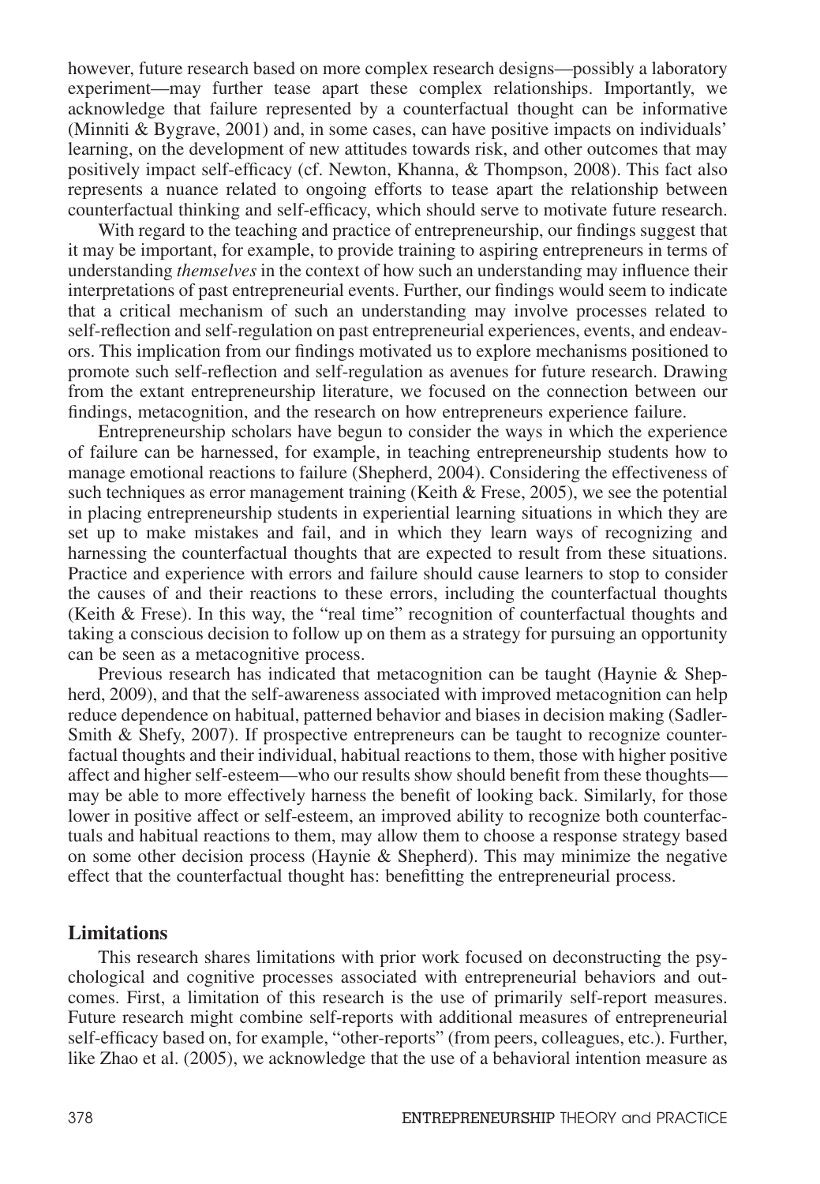however, future research based on more complex research designs—possibly a laboratory experiment—may further tease apart these complex relationships. Importantly, we acknowledge that failure represented by a counterfactual thought can be informative (Minniti & Bygrave, 2001) and, in some cases, can have positive impacts on individuals' learning, on the development of new attitudes towards risk, and other outcomes that may positively impact self-efficacy (cf. Newton, Khanna, & Thompson, 2008). This fact also represents a nuance related to ongoing efforts to tease apart the relationship between counterfactual thinking and self-efficacy, which should serve to motivate future research.

With regard to the teaching and practice of entrepreneurship, our findings suggest that it may be important, for example, to provide training to aspiring entrepreneurs in terms of understanding *themselves* in the context of how such an understanding may influence their interpretations of past entrepreneurial events. Further, our findings would seem to indicate that a critical mechanism of such an understanding may involve processes related to self-reflection and self-regulation on past entrepreneurial experiences, events, and endeavors. This implication from our findings motivated us to explore mechanisms positioned to promote such self-reflection and self-regulation as avenues for future research. Drawing from the extant entrepreneurship literature, we focused on the connection between our findings, metacognition, and the research on how entrepreneurs experience failure.

Entrepreneurship scholars have begun to consider the ways in which the experience of failure can be harnessed, for example, in teaching entrepreneurship students how to manage emotional reactions to failure (Shepherd, 2004). Considering the effectiveness of such techniques as error management training (Keith & Frese, 2005), we see the potential in placing entrepreneurship students in experiential learning situations in which they are set up to make mistakes and fail, and in which they learn ways of recognizing and harnessing the counterfactual thoughts that are expected to result from these situations. Practice and experience with errors and failure should cause learners to stop to consider the causes of and their reactions to these errors, including the counterfactual thoughts (Keith & Frese). In this way, the "real time" recognition of counterfactual thoughts and taking a conscious decision to follow up on them as a strategy for pursuing an opportunity can be seen as a metacognitive process.

Previous research has indicated that metacognition can be taught (Haynie & Shepherd, 2009), and that the self-awareness associated with improved metacognition can help reduce dependence on habitual, patterned behavior and biases in decision making (Sadler-Smith & Shefy, 2007). If prospective entrepreneurs can be taught to recognize counterfactual thoughts and their individual, habitual reactions to them, those with higher positive affect and higher self-esteem—who our results show should benefit from these thoughts—may be able to more effectively harness the benefit of looking back. Similarly, for those lower in positive affect or self-esteem, an improved ability to recognize both counterfactuals and habitual reactions to them, may allow them to choose a response strategy based on some other decision process (Haynie & Shepherd). This may minimize the negative effect that the counterfactual thought has: benefitting the entrepreneurial process.

## Limitations

This research shares limitations with prior work focused on deconstructing the psychological and cognitive processes associated with entrepreneurial behaviors and outcomes. First, a limitation of this research is the use of primarily self-report measures. Future research might combine self-reports with additional measures of entrepreneurial self-efficacy based on, for example, "other-reports" (from peers, colleagues, etc.). Further, like Zhao et al. (2005), we acknowledge that the use of a behavioral intention measure as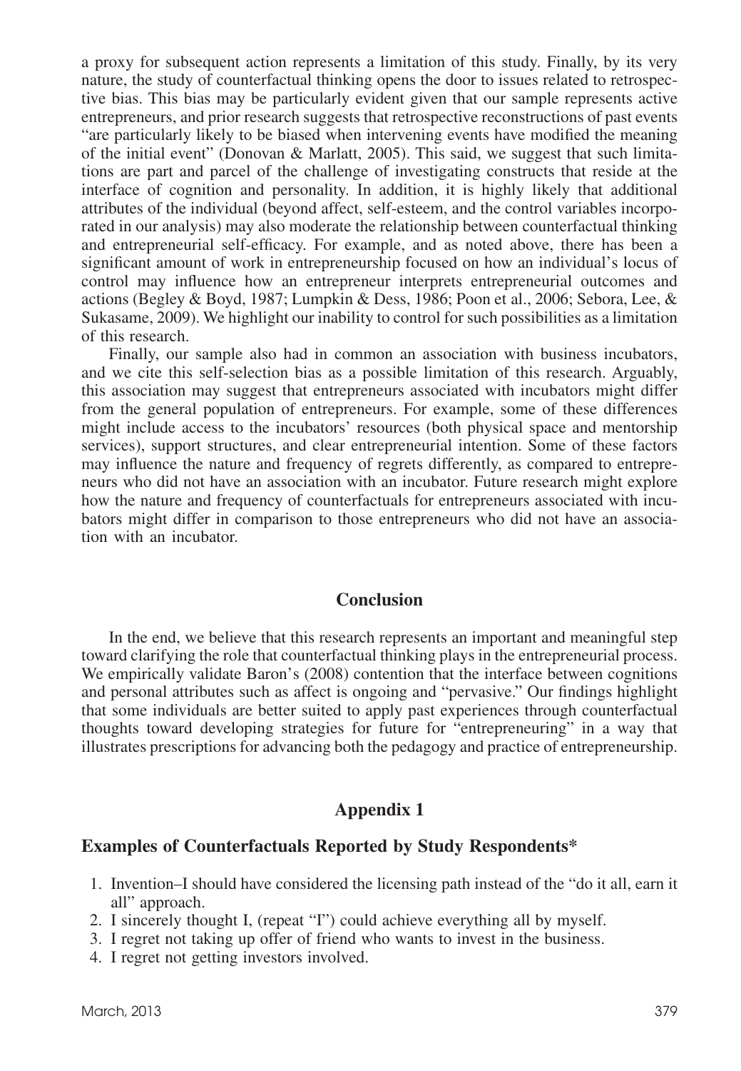a proxy for subsequent action represents a limitation of this study. Finally, by its very nature, the study of counterfactual thinking opens the door to issues related to retrospective bias. This bias may be particularly evident given that our sample represents active entrepreneurs, and prior research suggests that retrospective reconstructions of past events "are particularly likely to be biased when intervening events have modified the meaning of the initial event" (Donovan & Marlatt, 2005). This said, we suggest that such limitations are part and parcel of the challenge of investigating constructs that reside at the interface of cognition and personality. In addition, it is highly likely that additional attributes of the individual (beyond affect, self-esteem, and the control variables incorporated in our analysis) may also moderate the relationship between counterfactual thinking and entrepreneurial self-efficacy. For example, and as noted above, there has been a significant amount of work in entrepreneurship focused on how an individual's locus of control may influence how an entrepreneur interprets entrepreneurial outcomes and actions (Begley & Boyd, 1987; Lumpkin & Dess, 1986; Poon et al., 2006; Sebora, Lee, & Sukasame, 2009). We highlight our inability to control for such possibilities as a limitation of this research.

Finally, our sample also had in common an association with business incubators, and we cite this self-selection bias as a possible limitation of this research. Arguably, this association may suggest that entrepreneurs associated with incubators might differ from the general population of entrepreneurs. For example, some of these differences might include access to the incubators' resources (both physical space and mentorship services), support structures, and clear entrepreneurial intention. Some of these factors may influence the nature and frequency of regrets differently, as compared to entrepreneurs who did not have an association with an incubator. Future research might explore how the nature and frequency of counterfactuals for entrepreneurs associated with incubators might differ in comparison to those entrepreneurs who did not have an association with an incubator.

## Conclusion

In the end, we believe that this research represents an important and meaningful step toward clarifying the role that counterfactual thinking plays in the entrepreneurial process. We empirically validate Baron's (2008) contention that the interface between cognitions and personal attributes such as affect is ongoing and "pervasive." Our findings highlight that some individuals are better suited to apply past experiences through counterfactual thoughts toward developing strategies for future for "entrepreneuring" in a way that illustrates prescriptions for advancing both the pedagogy and practice of entrepreneurship.

## Appendix 1

### Examples of Counterfactuals Reported by Study Respondents*

1. Invention–I should have considered the licensing path instead of the "do it all, earn it all" approach.
2. I sincerely thought I, (repeat "I") could achieve everything all by myself.
3. I regret not taking up offer of friend who wants to invest in the business.
4. I regret not getting investors involved.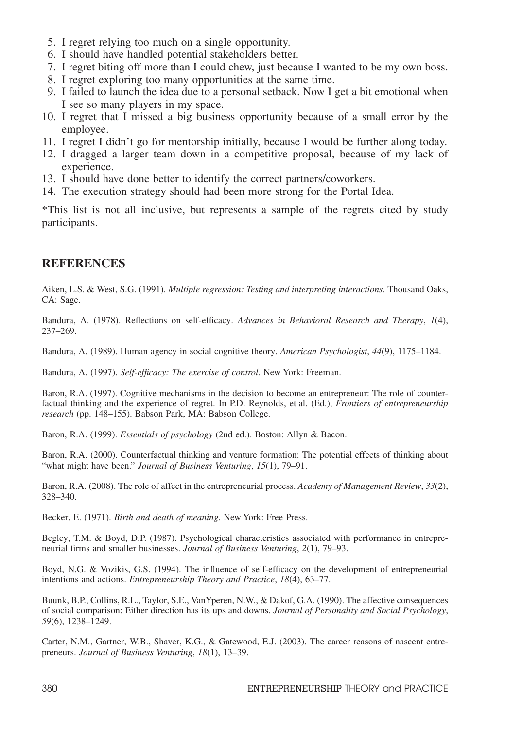5. I regret relying too much on a single opportunity.
6. I should have handled potential stakeholders better.
7. I regret biting off more than I could chew, just because I wanted to be my own boss.
8. I regret exploring too many opportunities at the same time.
9. I failed to launch the idea due to a personal setback. Now I get a bit emotional when I see so many players in my space.
10. I regret that I missed a big business opportunity because of a small error by the employee.
11. I regret I didn't go for mentorship initially, because I would be further along today.
12. I dragged a larger team down in a competitive proposal, because of my lack of experience.
13. I should have done better to identify the correct partners/coworkers.
14. The execution strategy should had been more strong for the Portal Idea.

*This list is not all inclusive, but represents a sample of the regrets cited by study participants.

## REFERENCES

Aiken, L.S. & West, S.G. (1991). *Multiple regression: Testing and interpreting interactions*. Thousand Oaks, CA: Sage.

Bandura, A. (1978). Reflections on self-efficacy. *Advances in Behavioral Research and Therapy*, *1*(4), 237–269.

Bandura, A. (1989). Human agency in social cognitive theory. *American Psychologist*, *44*(9), 1175–1184.

Bandura, A. (1997). *Self-efficacy: The exercise of control*. New York: Freeman.

Baron, R.A. (1997). Cognitive mechanisms in the decision to become an entrepreneur: The role of counterfactual thinking and the experience of regret. In P.D. Reynolds, et al. (Ed.), *Frontiers of entrepreneurship research* (pp. 148–155). Babson Park, MA: Babson College.

Baron, R.A. (1999). *Essentials of psychology* (2nd ed.). Boston: Allyn & Bacon.

Baron, R.A. (2000). Counterfactual thinking and venture formation: The potential effects of thinking about "what might have been." *Journal of Business Venturing*, *15*(1), 79–91.

Baron, R.A. (2008). The role of affect in the entrepreneurial process. *Academy of Management Review*, *33*(2), 328–340.

Becker, E. (1971). *Birth and death of meaning*. New York: Free Press.

Begley, T.M. & Boyd, D.P. (1987). Psychological characteristics associated with performance in entrepreneurial firms and smaller businesses. *Journal of Business Venturing*, *2*(1), 79–93.

Boyd, N.G. & Vozikis, G.S. (1994). The influence of self-efficacy on the development of entrepreneurial intentions and actions. *Entrepreneurship Theory and Practice*, *18*(4), 63–77.

Buunk, B.P., Collins, R.L., Taylor, S.E., VanYperen, N.W., & Dakof, G.A. (1990). The affective consequences of social comparison: Either direction has its ups and downs. *Journal of Personality and Social Psychology*, *59*(6), 1238–1249.

Carter, N.M., Gartner, W.B., Shaver, K.G., & Gatewood, E.J. (2003). The career reasons of nascent entrepreneurs. *Journal of Business Venturing*, *18*(1), 13–39.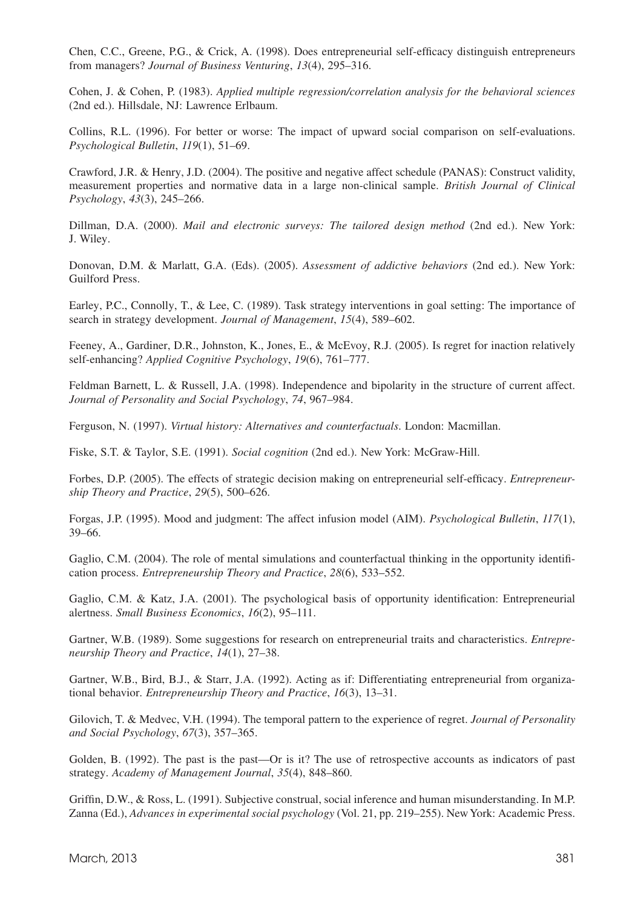Chen, C.C., Greene, P.G., & Crick, A. (1998). Does entrepreneurial self-efficacy distinguish entrepreneurs from managers? *Journal of Business Venturing*, *13*(4), 295–316.

Cohen, J. & Cohen, P. (1983). *Applied multiple regression/correlation analysis for the behavioral sciences* (2nd ed.). Hillsdale, NJ: Lawrence Erlbaum.

Collins, R.L. (1996). For better or worse: The impact of upward social comparison on self-evaluations. *Psychological Bulletin*, *119*(1), 51–69.

Crawford, J.R. & Henry, J.D. (2004). The positive and negative affect schedule (PANAS): Construct validity, measurement properties and normative data in a large non-clinical sample. *British Journal of Clinical Psychology*, *43*(3), 245–266.

Dillman, D.A. (2000). *Mail and electronic surveys: The tailored design method* (2nd ed.). New York: J. Wiley.

Donovan, D.M. & Marlatt, G.A. (Eds). (2005). *Assessment of addictive behaviors* (2nd ed.). New York: Guilford Press.

Earley, P.C., Connolly, T., & Lee, C. (1989). Task strategy interventions in goal setting: The importance of search in strategy development. *Journal of Management*, *15*(4), 589–602.

Feeney, A., Gardiner, D.R., Johnston, K., Jones, E., & McEvoy, R.J. (2005). Is regret for inaction relatively self-enhancing? *Applied Cognitive Psychology*, *19*(6), 761–777.

Feldman Barnett, L. & Russell, J.A. (1998). Independence and bipolarity in the structure of current affect. *Journal of Personality and Social Psychology*, *74*, 967–984.

Ferguson, N. (1997). *Virtual history: Alternatives and counterfactuals*. London: Macmillan.

Fiske, S.T. & Taylor, S.E. (1991). *Social cognition* (2nd ed.). New York: McGraw-Hill.

Forbes, D.P. (2005). The effects of strategic decision making on entrepreneurial self-efficacy. *Entrepreneurship Theory and Practice*, *29*(5), 500–626.

Forgas, J.P. (1995). Mood and judgment: The affect infusion model (AIM). *Psychological Bulletin*, *117*(1), 39–66.

Gaglio, C.M. (2004). The role of mental simulations and counterfactual thinking in the opportunity identification process. *Entrepreneurship Theory and Practice*, *28*(6), 533–552.

Gaglio, C.M. & Katz, J.A. (2001). The psychological basis of opportunity identification: Entrepreneurial alertness. *Small Business Economics*, *16*(2), 95–111.

Gartner, W.B. (1989). Some suggestions for research on entrepreneurial traits and characteristics. *Entrepreneurship Theory and Practice*, *14*(1), 27–38.

Gartner, W.B., Bird, B.J., & Starr, J.A. (1992). Acting as if: Differentiating entrepreneurial from organizational behavior. *Entrepreneurship Theory and Practice*, *16*(3), 13–31.

Gilovich, T. & Medvec, V.H. (1994). The temporal pattern to the experience of regret. *Journal of Personality and Social Psychology*, *67*(3), 357–365.

Golden, B. (1992). The past is the past—Or is it? The use of retrospective accounts as indicators of past strategy. *Academy of Management Journal*, *35*(4), 848–860.

Griffin, D.W., & Ross, L. (1991). Subjective construal, social inference and human misunderstanding. In M.P. Zanna (Ed.), *Advances in experimental social psychology* (Vol. 21, pp. 219–255). New York: Academic Press.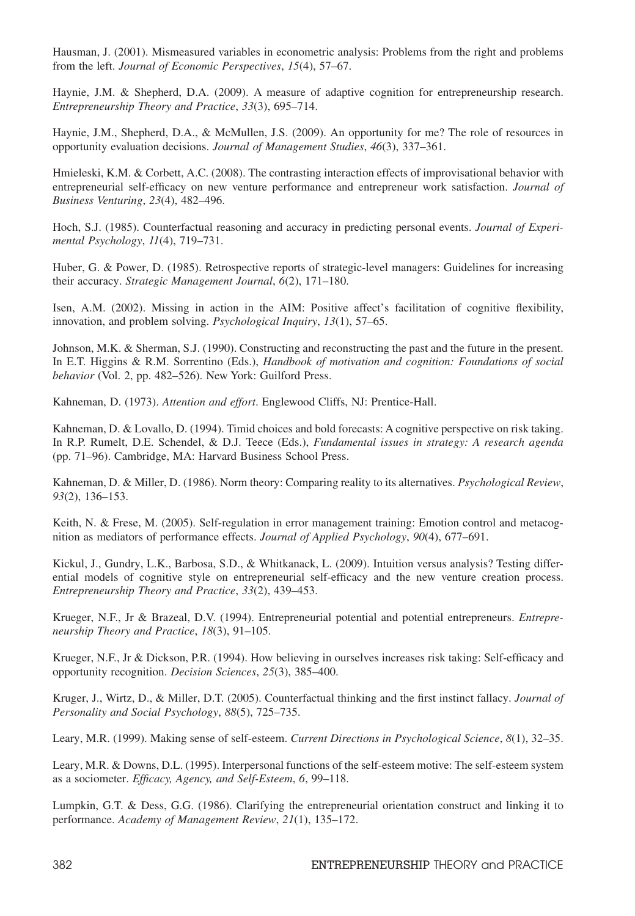Hausman, J. (2001). Mismeasured variables in econometric analysis: Problems from the right and problems from the left. *Journal of Economic Perspectives*, *15*(4), 57–67.

Haynie, J.M. & Shepherd, D.A. (2009). A measure of adaptive cognition for entrepreneurship research. *Entrepreneurship Theory and Practice*, *33*(3), 695–714.

Haynie, J.M., Shepherd, D.A., & McMullen, J.S. (2009). An opportunity for me? The role of resources in opportunity evaluation decisions. *Journal of Management Studies*, *46*(3), 337–361.

Hmieleski, K.M. & Corbett, A.C. (2008). The contrasting interaction effects of improvisational behavior with entrepreneurial self-efficacy on new venture performance and entrepreneur work satisfaction. *Journal of Business Venturing*, *23*(4), 482–496.

Hoch, S.J. (1985). Counterfactual reasoning and accuracy in predicting personal events. *Journal of Experimental Psychology*, *11*(4), 719–731.

Huber, G. & Power, D. (1985). Retrospective reports of strategic-level managers: Guidelines for increasing their accuracy. *Strategic Management Journal*, *6*(2), 171–180.

Isen, A.M. (2002). Missing in action in the AIM: Positive affect's facilitation of cognitive flexibility, innovation, and problem solving. *Psychological Inquiry*, *13*(1), 57–65.

Johnson, M.K. & Sherman, S.J. (1990). Constructing and reconstructing the past and the future in the present. In E.T. Higgins & R.M. Sorrentino (Eds.), *Handbook of motivation and cognition: Foundations of social behavior* (Vol. 2, pp. 482–526). New York: Guilford Press.

Kahneman, D. (1973). *Attention and effort*. Englewood Cliffs, NJ: Prentice-Hall.

Kahneman, D. & Lovallo, D. (1994). Timid choices and bold forecasts: A cognitive perspective on risk taking. In R.P. Rumelt, D.E. Schendel, & D.J. Teece (Eds.), *Fundamental issues in strategy: A research agenda* (pp. 71–96). Cambridge, MA: Harvard Business School Press.

Kahneman, D. & Miller, D. (1986). Norm theory: Comparing reality to its alternatives. *Psychological Review*, *93*(2), 136–153.

Keith, N. & Frese, M. (2005). Self-regulation in error management training: Emotion control and metacognition as mediators of performance effects. *Journal of Applied Psychology*, *90*(4), 677–691.

Kickul, J., Gundry, L.K., Barbosa, S.D., & Whitkanack, L. (2009). Intuition versus analysis? Testing differential models of cognitive style on entrepreneurial self-efficacy and the new venture creation process. *Entrepreneurship Theory and Practice*, *33*(2), 439–453.

Krueger, N.F., Jr & Brazeal, D.V. (1994). Entrepreneurial potential and potential entrepreneurs. *Entrepreneurship Theory and Practice*, *18*(3), 91–105.

Krueger, N.F., Jr & Dickson, P.R. (1994). How believing in ourselves increases risk taking: Self-efficacy and opportunity recognition. *Decision Sciences*, *25*(3), 385–400.

Kruger, J., Wirtz, D., & Miller, D.T. (2005). Counterfactual thinking and the first instinct fallacy. *Journal of Personality and Social Psychology*, *88*(5), 725–735.

Leary, M.R. (1999). Making sense of self-esteem. *Current Directions in Psychological Science*, *8*(1), 32–35.

Leary, M.R. & Downs, D.L. (1995). Interpersonal functions of the self-esteem motive: The self-esteem system as a sociometer. *Efficacy, Agency, and Self-Esteem*, *6*, 99–118.

Lumpkin, G.T. & Dess, G.G. (1986). Clarifying the entrepreneurial orientation construct and linking it to performance. *Academy of Management Review*, *21*(1), 135–172.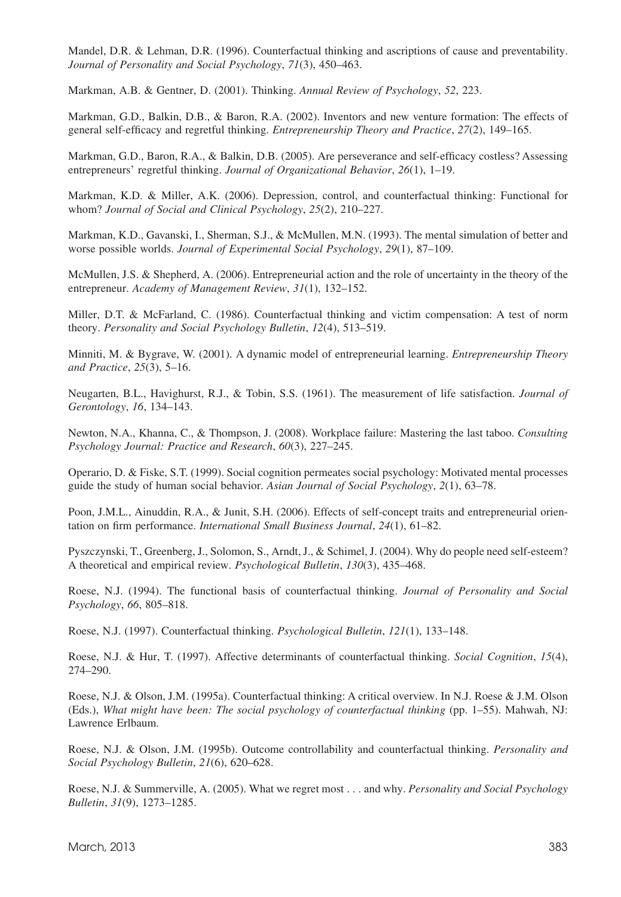Mandel, D.R. & Lehman, D.R. (1996). Counterfactual thinking and ascriptions of cause and preventability. *Journal of Personality and Social Psychology*, *71*(3), 450–463.

Markman, A.B. & Gentner, D. (2001). Thinking. *Annual Review of Psychology*, *52*, 223.

Markman, G.D., Balkin, D.B., & Baron, R.A. (2002). Inventors and new venture formation: The effects of general self-efficacy and regretful thinking. *Entrepreneurship Theory and Practice*, *27*(2), 149–165.

Markman, G.D., Baron, R.A., & Balkin, D.B. (2005). Are perseverance and self-efficacy costless? Assessing entrepreneurs' regretful thinking. *Journal of Organizational Behavior*, *26*(1), 1–19.

Markman, K.D. & Miller, A.K. (2006). Depression, control, and counterfactual thinking: Functional for whom? *Journal of Social and Clinical Psychology*, *25*(2), 210–227.

Markman, K.D., Gavanski, I., Sherman, S.J., & McMullen, M.N. (1993). The mental simulation of better and worse possible worlds. *Journal of Experimental Social Psychology*, *29*(1), 87–109.

McMullen, J.S. & Shepherd, A. (2006). Entrepreneurial action and the role of uncertainty in the theory of the entrepreneur. *Academy of Management Review*, *31*(1), 132–152.

Miller, D.T. & McFarland, C. (1986). Counterfactual thinking and victim compensation: A test of norm theory. *Personality and Social Psychology Bulletin*, *12*(4), 513–519.

Minniti, M. & Bygrave, W. (2001). A dynamic model of entrepreneurial learning. *Entrepreneurship Theory and Practice*, *25*(3), 5–16.

Neugarten, B.L., Havighurst, R.J., & Tobin, S.S. (1961). The measurement of life satisfaction. *Journal of Gerontology*, *16*, 134–143.

Newton, N.A., Khanna, C., & Thompson, J. (2008). Workplace failure: Mastering the last taboo. *Consulting Psychology Journal: Practice and Research*, *60*(3), 227–245.

Operario, D. & Fiske, S.T. (1999). Social cognition permeates social psychology: Motivated mental processes guide the study of human social behavior. *Asian Journal of Social Psychology*, *2*(1), 63–78.

Poon, J.M.L., Ainuddin, R.A., & Junit, S.H. (2006). Effects of self-concept traits and entrepreneurial orientation on firm performance. *International Small Business Journal*, *24*(1), 61–82.

Pyszczynski, T., Greenberg, J., Solomon, S., Arndt, J., & Schimel, J. (2004). Why do people need self-esteem? A theoretical and empirical review. *Psychological Bulletin*, *130*(3), 435–468.

Roese, N.J. (1994). The functional basis of counterfactual thinking. *Journal of Personality and Social Psychology*, *66*, 805–818.

Roese, N.J. (1997). Counterfactual thinking. *Psychological Bulletin*, *121*(1), 133–148.

Roese, N.J. & Hur, T. (1997). Affective determinants of counterfactual thinking. *Social Cognition*, *15*(4), 274–290.

Roese, N.J. & Olson, J.M. (1995a). Counterfactual thinking: A critical overview. In N.J. Roese & J.M. Olson (Eds.), *What might have been: The social psychology of counterfactual thinking* (pp. 1–55). Mahwah, NJ: Lawrence Erlbaum.

Roese, N.J. & Olson, J.M. (1995b). Outcome controllability and counterfactual thinking. *Personality and Social Psychology Bulletin*, *21*(6), 620–628.

Roese, N.J. & Summerville, A. (2005). What we regret most . . . and why. *Personality and Social Psychology Bulletin*, *31*(9), 1273–1285.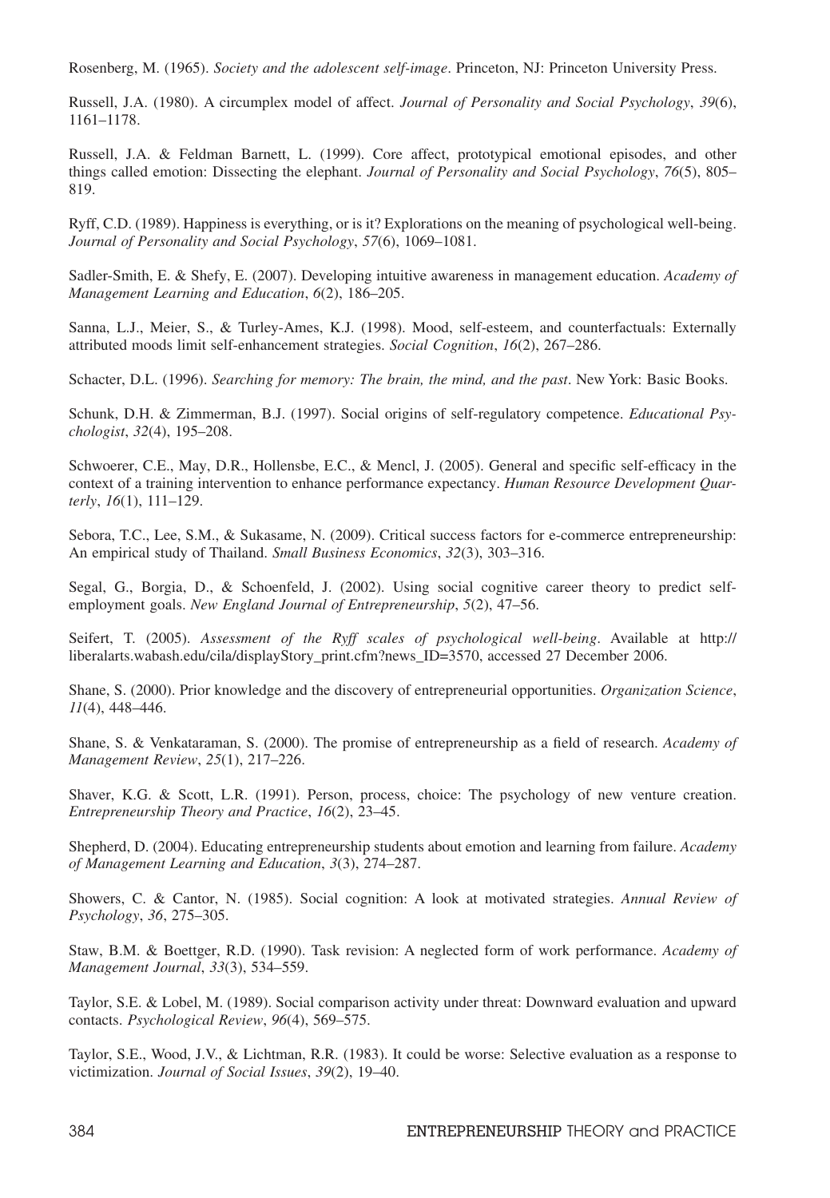Rosenberg, M. (1965). *Society and the adolescent self-image*. Princeton, NJ: Princeton University Press.

Russell, J.A. (1980). A circumplex model of affect. *Journal of Personality and Social Psychology*, *39*(6), 1161–1178.

Russell, J.A. & Feldman Barnett, L. (1999). Core affect, prototypical emotional episodes, and other things called emotion: Dissecting the elephant. *Journal of Personality and Social Psychology*, *76*(5), 805–819.

Ryff, C.D. (1989). Happiness is everything, or is it? Explorations on the meaning of psychological well-being. *Journal of Personality and Social Psychology*, *57*(6), 1069–1081.

Sadler-Smith, E. & Shefy, E. (2007). Developing intuitive awareness in management education. *Academy of Management Learning and Education*, *6*(2), 186–205.

Sanna, L.J., Meier, S., & Turley-Ames, K.J. (1998). Mood, self-esteem, and counterfactuals: Externally attributed moods limit self-enhancement strategies. *Social Cognition*, *16*(2), 267–286.

Schacter, D.L. (1996). *Searching for memory: The brain, the mind, and the past*. New York: Basic Books.

Schunk, D.H. & Zimmerman, B.J. (1997). Social origins of self-regulatory competence. *Educational Psychologist*, *32*(4), 195–208.

Schwoerer, C.E., May, D.R., Hollensbe, E.C., & Mencl, J. (2005). General and specific self-efficacy in the context of a training intervention to enhance performance expectancy. *Human Resource Development Quarterly*, *16*(1), 111–129.

Sebora, T.C., Lee, S.M., & Sukasame, N. (2009). Critical success factors for e-commerce entrepreneurship: An empirical study of Thailand. *Small Business Economics*, *32*(3), 303–316.

Segal, G., Borgia, D., & Schoenfeld, J. (2002). Using social cognitive career theory to predict self-employment goals. *New England Journal of Entrepreneurship*, *5*(2), 47–56.

Seifert, T. (2005). *Assessment of the Ryff scales of psychological well-being*. Available at http://liberalarts.wabash.edu/cila/displayStory_print.cfm?news_ID=3570, accessed 27 December 2006.

Shane, S. (2000). Prior knowledge and the discovery of entrepreneurial opportunities. *Organization Science*, *11*(4), 448–446.

Shane, S. & Venkataraman, S. (2000). The promise of entrepreneurship as a field of research. *Academy of Management Review*, *25*(1), 217–226.

Shaver, K.G. & Scott, L.R. (1991). Person, process, choice: The psychology of new venture creation. *Entrepreneurship Theory and Practice*, *16*(2), 23–45.

Shepherd, D. (2004). Educating entrepreneurship students about emotion and learning from failure. *Academy of Management Learning and Education*, *3*(3), 274–287.

Showers, C. & Cantor, N. (1985). Social cognition: A look at motivated strategies. *Annual Review of Psychology*, *36*, 275–305.

Staw, B.M. & Boettger, R.D. (1990). Task revision: A neglected form of work performance. *Academy of Management Journal*, *33*(3), 534–559.

Taylor, S.E. & Lobel, M. (1989). Social comparison activity under threat: Downward evaluation and upward contacts. *Psychological Review*, *96*(4), 569–575.

Taylor, S.E., Wood, J.V., & Lichtman, R.R. (1983). It could be worse: Selective evaluation as a response to victimization. *Journal of Social Issues*, *39*(2), 19–40.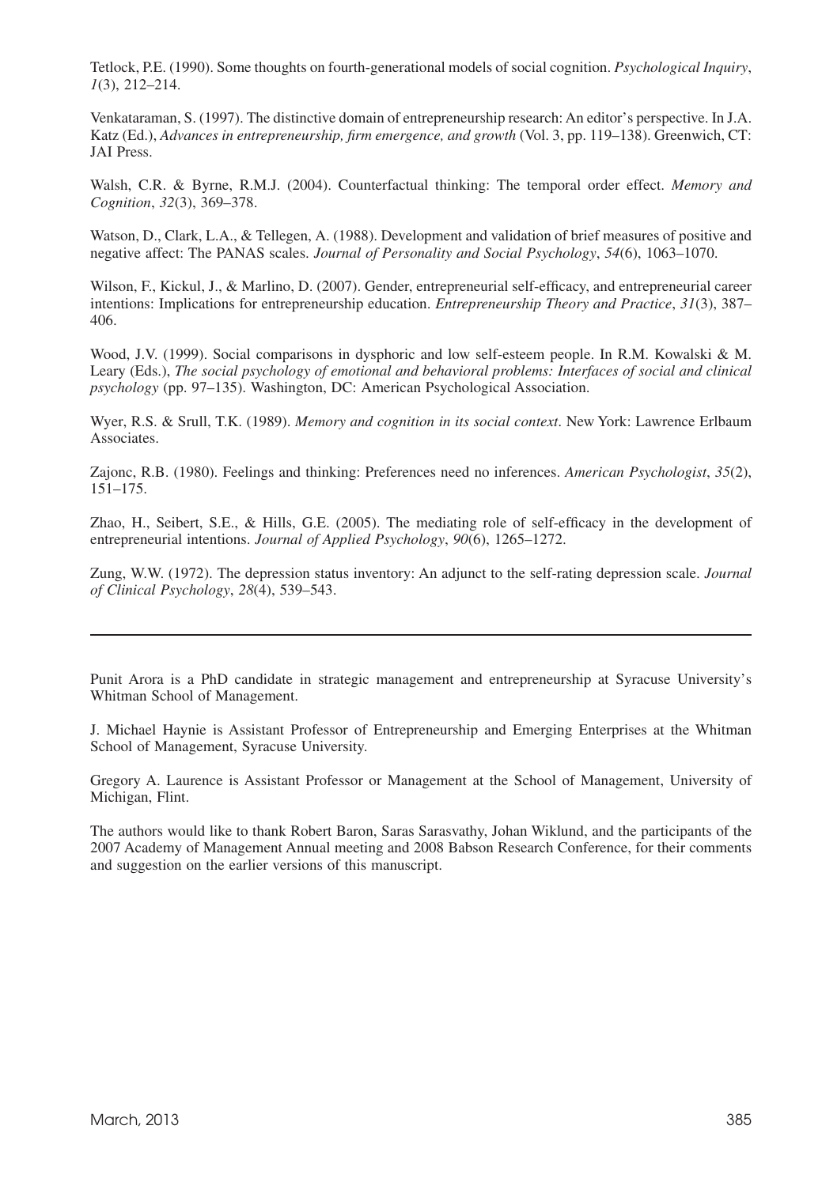Tetlock, P.E. (1990). Some thoughts on fourth-generational models of social cognition. *Psychological Inquiry*, *1*(3), 212–214.

Venkataraman, S. (1997). The distinctive domain of entrepreneurship research: An editor's perspective. In J.A. Katz (Ed.), *Advances in entrepreneurship, firm emergence, and growth* (Vol. 3, pp. 119–138). Greenwich, CT: JAI Press.

Walsh, C.R. & Byrne, R.M.J. (2004). Counterfactual thinking: The temporal order effect. *Memory and Cognition*, *32*(3), 369–378.

Watson, D., Clark, L.A., & Tellegen, A. (1988). Development and validation of brief measures of positive and negative affect: The PANAS scales. *Journal of Personality and Social Psychology*, *54*(6), 1063–1070.

Wilson, F., Kickul, J., & Marlino, D. (2007). Gender, entrepreneurial self-efficacy, and entrepreneurial career intentions: Implications for entrepreneurship education. *Entrepreneurship Theory and Practice*, *31*(3), 387–406.

Wood, J.V. (1999). Social comparisons in dysphoric and low self-esteem people. In R.M. Kowalski & M. Leary (Eds.), *The social psychology of emotional and behavioral problems: Interfaces of social and clinical psychology* (pp. 97–135). Washington, DC: American Psychological Association.

Wyer, R.S. & Srull, T.K. (1989). *Memory and cognition in its social context*. New York: Lawrence Erlbaum Associates.

Zajonc, R.B. (1980). Feelings and thinking: Preferences need no inferences. *American Psychologist*, *35*(2), 151–175.

Zhao, H., Seibert, S.E., & Hills, G.E. (2005). The mediating role of self-efficacy in the development of entrepreneurial intentions. *Journal of Applied Psychology*, *90*(6), 1265–1272.

Zung, W.W. (1972). The depression status inventory: An adjunct to the self-rating depression scale. *Journal of Clinical Psychology*, *28*(4), 539–543.

---

Punit Arora is a PhD candidate in strategic management and entrepreneurship at Syracuse University's Whitman School of Management.

J. Michael Haynie is Assistant Professor of Entrepreneurship and Emerging Enterprises at the Whitman School of Management, Syracuse University.

Gregory A. Laurence is Assistant Professor or Management at the School of Management, University of Michigan, Flint.

The authors would like to thank Robert Baron, Saras Sarasvathy, Johan Wiklund, and the participants of the 2007 Academy of Management Annual meeting and 2008 Babson Research Conference, for their comments and suggestion on the earlier versions of this manuscript.